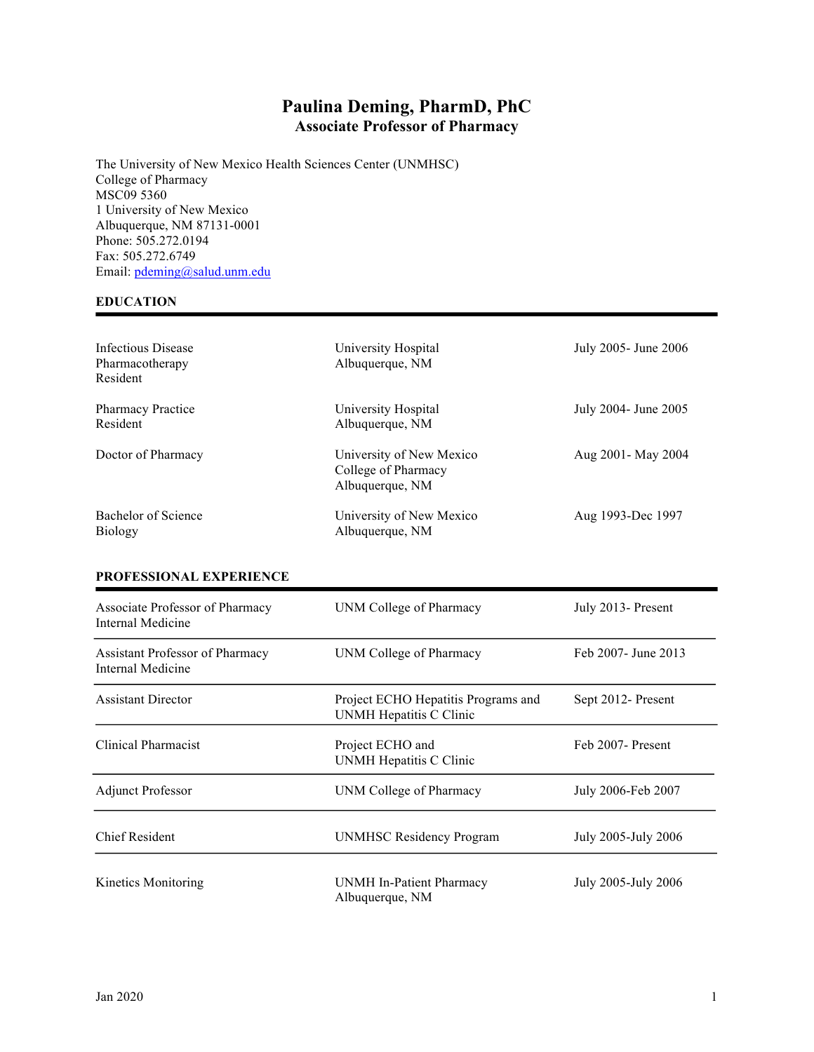# Paulina Deming, PharmD, PhC

## Associate Professor of Pharmacy

The University of New Mexico Health Sciences Center (UNMHSC)
College of Pharmacy
MSC09 5360
1 University of New Mexico
Albuquerque, NM 87131-0001
Phone: 505.272.0194
Fax: 505.272.6749
Email: pdeming@salud.unm.edu

### EDUCATION

| | | |
|---|---|---|
| Infectious Disease Pharmacotherapy Resident | University Hospital<br>Albuquerque, NM | July 2005- June 2006 |
| Pharmacy Practice Resident | University Hospital<br>Albuquerque, NM | July 2004- June 2005 |
| Doctor of Pharmacy | University of New Mexico<br>College of Pharmacy<br>Albuquerque, NM | Aug 2001- May 2004 |
| Bachelor of Science Biology | University of New Mexico<br>Albuquerque, NM | Aug 1993-Dec 1997 |

### PROFESSIONAL EXPERIENCE

| | | |
|---|---|---|
| Associate Professor of Pharmacy Internal Medicine | UNM College of Pharmacy | July 2013- Present |
| Assistant Professor of Pharmacy Internal Medicine | UNM College of Pharmacy | Feb 2007- June 2013 |
| Assistant Director | Project ECHO Hepatitis Programs and UNMH Hepatitis C Clinic | Sept 2012- Present |
| Clinical Pharmacist | Project ECHO and<br>UNMH Hepatitis C Clinic | Feb 2007- Present |
| Adjunct Professor | UNM College of Pharmacy | July 2006-Feb 2007 |
| Chief Resident | UNMHSC Residency Program | July 2005-July 2006 |
| Kinetics Monitoring | UNMH In-Patient Pharmacy<br>Albuquerque, NM | July 2005-July 2006 |

Jan 2020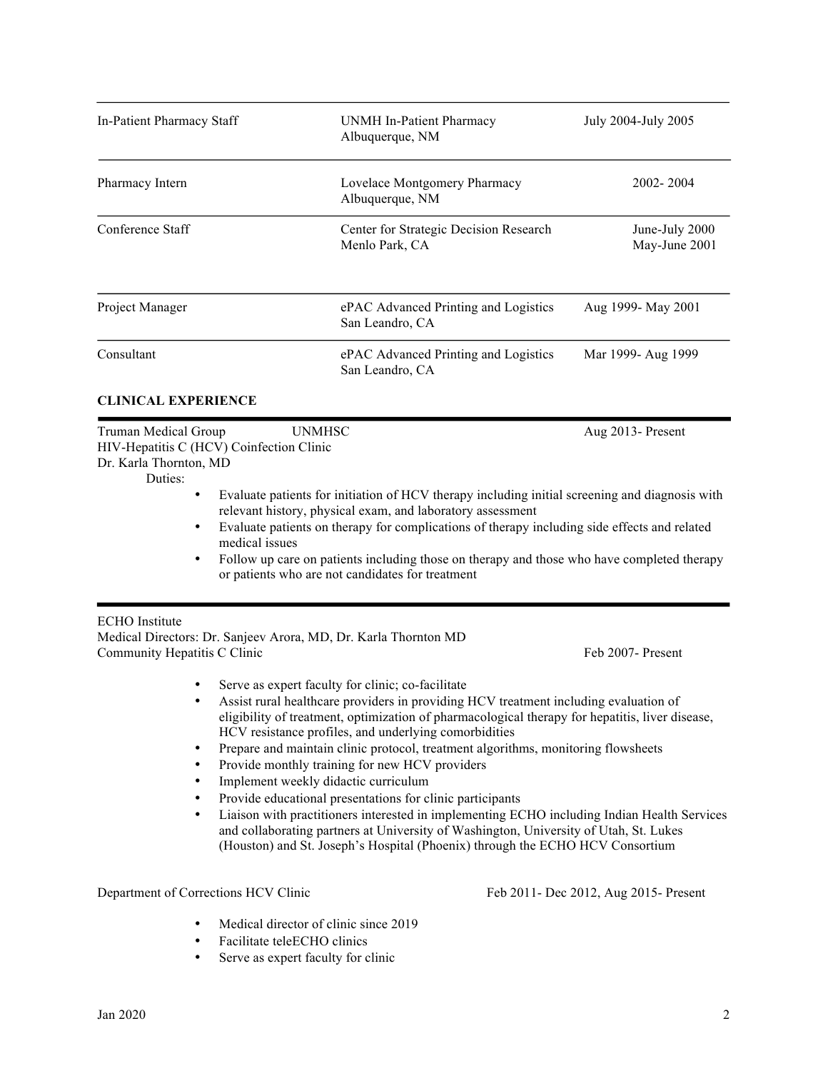| | | |
|---|---|---|
| In-Patient Pharmacy Staff | UNMH In-Patient Pharmacy<br>Albuquerque, NM | July 2004-July 2005 |
| Pharmacy Intern | Lovelace Montgomery Pharmacy<br>Albuquerque, NM | 2002- 2004 |
| Conference Staff | Center for Strategic Decision Research<br>Menlo Park, CA | June-July 2000<br>May-June 2001 |
| Project Manager | ePAC Advanced Printing and Logistics<br>San Leandro, CA | Aug 1999- May 2001 |
| Consultant | ePAC Advanced Printing and Logistics<br>San Leandro, CA | Mar 1999- Aug 1999 |

**CLINICAL EXPERIENCE**

Truman Medical Group UNMHSC Aug 2013- Present
HIV-Hepatitis C (HCV) Coinfection Clinic
Dr. Karla Thornton, MD

Duties:

- Evaluate patients for initiation of HCV therapy including initial screening and diagnosis with relevant history, physical exam, and laboratory assessment
- Evaluate patients on therapy for complications of therapy including side effects and related medical issues
- Follow up care on patients including those on therapy and those who have completed therapy or patients who are not candidates for treatment

ECHO Institute
Medical Directors: Dr. Sanjeev Arora, MD, Dr. Karla Thornton MD
Community Hepatitis C Clinic Feb 2007- Present

- Serve as expert faculty for clinic; co-facilitate
- Assist rural healthcare providers in providing HCV treatment including evaluation of eligibility of treatment, optimization of pharmacological therapy for hepatitis, liver disease, HCV resistance profiles, and underlying comorbidities
- Prepare and maintain clinic protocol, treatment algorithms, monitoring flowsheets
- Provide monthly training for new HCV providers
- Implement weekly didactic curriculum
- Provide educational presentations for clinic participants
- Liaison with practitioners interested in implementing ECHO including Indian Health Services and collaborating partners at University of Washington, University of Utah, St. Lukes (Houston) and St. Joseph's Hospital (Phoenix) through the ECHO HCV Consortium

Department of Corrections HCV Clinic Feb 2011- Dec 2012, Aug 2015- Present

- Medical director of clinic since 2019
- Facilitate teleECHO clinics
- Serve as expert faculty for clinic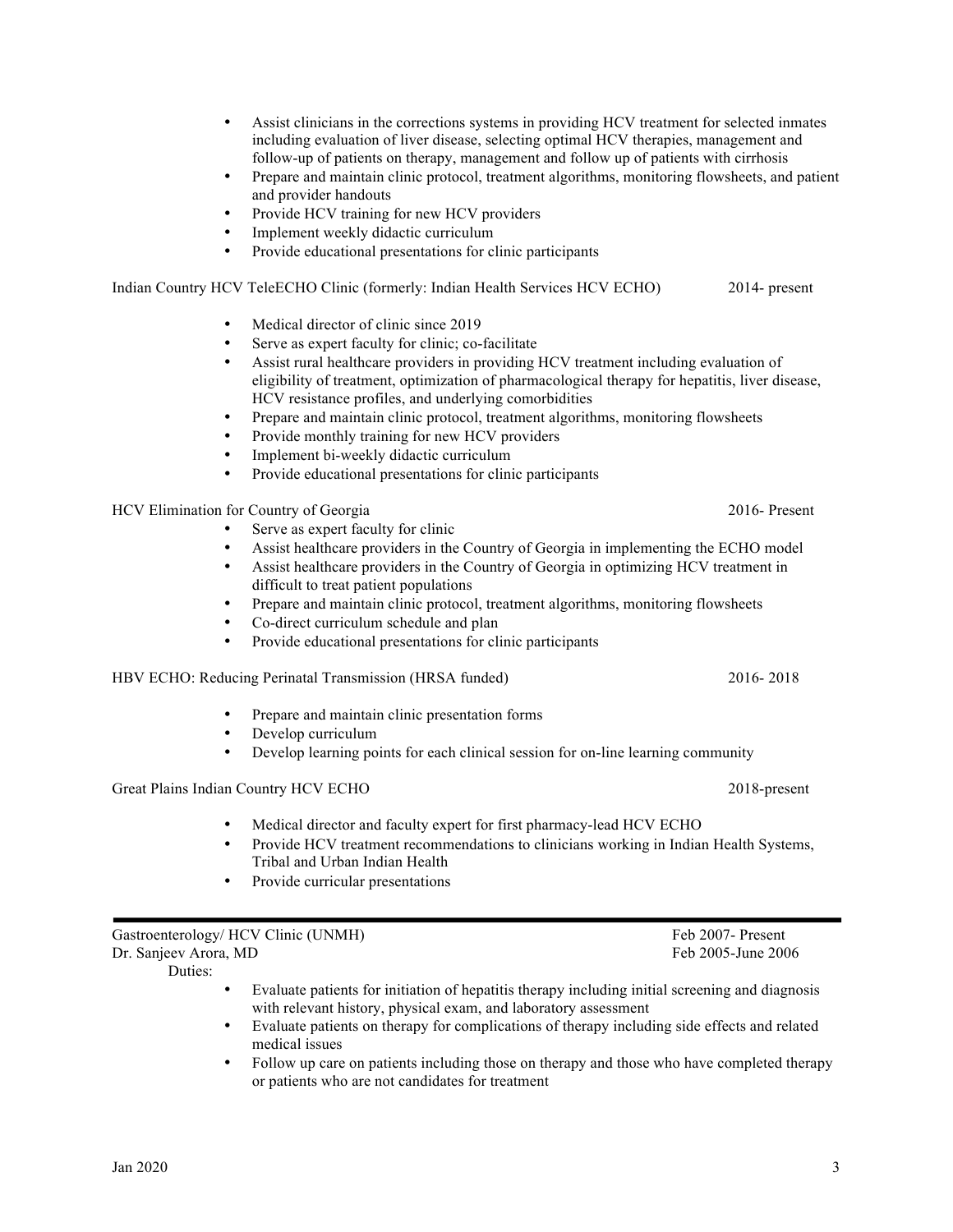- Assist clinicians in the corrections systems in providing HCV treatment for selected inmates including evaluation of liver disease, selecting optimal HCV therapies, management and follow-up of patients on therapy, management and follow up of patients with cirrhosis
- Prepare and maintain clinic protocol, treatment algorithms, monitoring flowsheets, and patient and provider handouts
- Provide HCV training for new HCV providers
- Implement weekly didactic curriculum
- Provide educational presentations for clinic participants

Indian Country HCV TeleECHO Clinic (formerly: Indian Health Services HCV ECHO) 2014- present

- Medical director of clinic since 2019
- Serve as expert faculty for clinic; co-facilitate
- Assist rural healthcare providers in providing HCV treatment including evaluation of eligibility of treatment, optimization of pharmacological therapy for hepatitis, liver disease, HCV resistance profiles, and underlying comorbidities
- Prepare and maintain clinic protocol, treatment algorithms, monitoring flowsheets
- Provide monthly training for new HCV providers
- Implement bi-weekly didactic curriculum
- Provide educational presentations for clinic participants

HCV Elimination for Country of Georgia 2016- Present

- Serve as expert faculty for clinic
- Assist healthcare providers in the Country of Georgia in implementing the ECHO model
- Assist healthcare providers in the Country of Georgia in optimizing HCV treatment in difficult to treat patient populations
- Prepare and maintain clinic protocol, treatment algorithms, monitoring flowsheets
- Co-direct curriculum schedule and plan
- Provide educational presentations for clinic participants

HBV ECHO: Reducing Perinatal Transmission (HRSA funded) 2016- 2018

- Prepare and maintain clinic presentation forms
- Develop curriculum
- Develop learning points for each clinical session for on-line learning community

Great Plains Indian Country HCV ECHO 2018-present

- Medical director and faculty expert for first pharmacy-lead HCV ECHO
- Provide HCV treatment recommendations to clinicians working in Indian Health Systems, Tribal and Urban Indian Health
- Provide curricular presentations

---

Gastroenterology/ HCV Clinic (UNMH) Feb 2007- Present
Dr. Sanjeev Arora, MD Feb 2005-June 2006

Duties:

- Evaluate patients for initiation of hepatitis therapy including initial screening and diagnosis with relevant history, physical exam, and laboratory assessment
- Evaluate patients on therapy for complications of therapy including side effects and related medical issues
- Follow up care on patients including those on therapy and those who have completed therapy or patients who are not candidates for treatment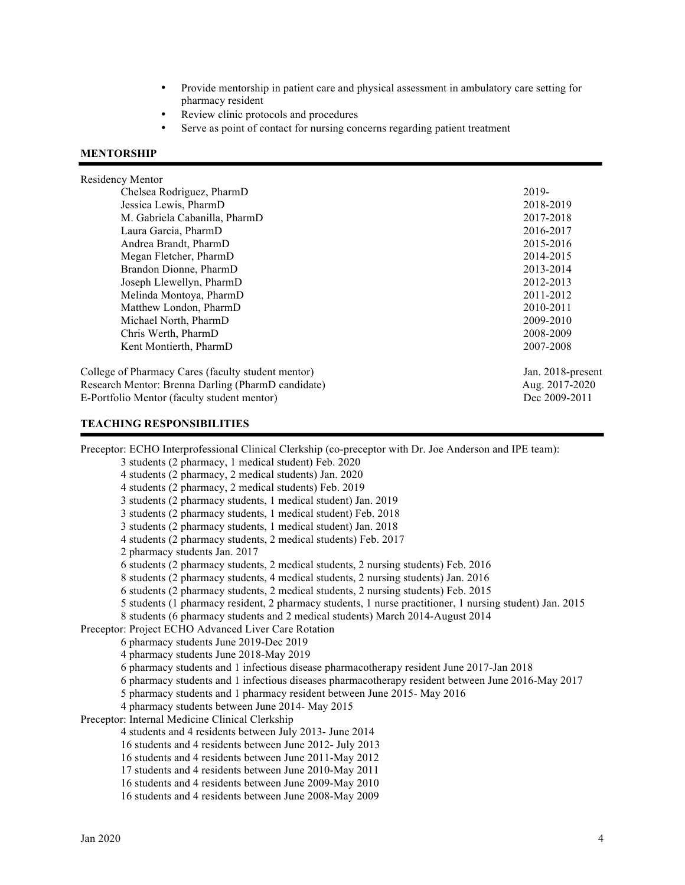- Provide mentorship in patient care and physical assessment in ambulatory care setting for pharmacy resident
- Review clinic protocols and procedures
- Serve as point of contact for nursing concerns regarding patient treatment

## MENTORSHIP

Residency Mentor

| | |
|---|---|
| Chelsea Rodriguez, PharmD | 2019- |
| Jessica Lewis, PharmD | 2018-2019 |
| M. Gabriela Cabanilla, PharmD | 2017-2018 |
| Laura Garcia, PharmD | 2016-2017 |
| Andrea Brandt, PharmD | 2015-2016 |
| Megan Fletcher, PharmD | 2014-2015 |
| Brandon Dionne, PharmD | 2013-2014 |
| Joseph Llewellyn, PharmD | 2012-2013 |
| Melinda Montoya, PharmD | 2011-2012 |
| Matthew London, PharmD | 2010-2011 |
| Michael North, PharmD | 2009-2010 |
| Chris Werth, PharmD | 2008-2009 |
| Kent Montierth, PharmD | 2007-2008 |

| | |
|---|---|
| College of Pharmacy Cares (faculty student mentor) | Jan. 2018-present |
| Research Mentor: Brenna Darling (PharmD candidate) | Aug. 2017-2020 |
| E-Portfolio Mentor (faculty student mentor) | Dec 2009-2011 |

## TEACHING RESPONSIBILITIES

Preceptor: ECHO Interprofessional Clinical Clerkship (co-preceptor with Dr. Joe Anderson and IPE team):

- 3 students (2 pharmacy, 1 medical student) Feb. 2020
- 4 students (2 pharmacy, 2 medical students) Jan. 2020
- 4 students (2 pharmacy, 2 medical students) Feb. 2019
- 3 students (2 pharmacy students, 1 medical student) Jan. 2019
- 3 students (2 pharmacy students, 1 medical student) Feb. 2018
- 3 students (2 pharmacy students, 1 medical student) Jan. 2018
- 4 students (2 pharmacy students, 2 medical students) Feb. 2017
- 2 pharmacy students Jan. 2017
- 6 students (2 pharmacy students, 2 medical students, 2 nursing students) Feb. 2016
- 8 students (2 pharmacy students, 4 medical students, 2 nursing students) Jan. 2016
- 6 students (2 pharmacy students, 2 medical students, 2 nursing students) Feb. 2015
- 5 students (1 pharmacy resident, 2 pharmacy students, 1 nurse practitioner, 1 nursing student) Jan. 2015
- 8 students (6 pharmacy students and 2 medical students) March 2014-August 2014

Preceptor: Project ECHO Advanced Liver Care Rotation

- 6 pharmacy students June 2019-Dec 2019
- 4 pharmacy students June 2018-May 2019
- 6 pharmacy students and 1 infectious disease pharmacotherapy resident June 2017-Jan 2018
- 6 pharmacy students and 1 infectious diseases pharmacotherapy resident between June 2016-May 2017
- 5 pharmacy students and 1 pharmacy resident between June 2015- May 2016
- 4 pharmacy students between June 2014- May 2015

Preceptor: Internal Medicine Clinical Clerkship

- 4 students and 4 residents between July 2013- June 2014
- 16 students and 4 residents between June 2012- July 2013
- 16 students and 4 residents between June 2011-May 2012
- 17 students and 4 residents between June 2010-May 2011
- 16 students and 4 residents between June 2009-May 2010
- 16 students and 4 residents between June 2008-May 2009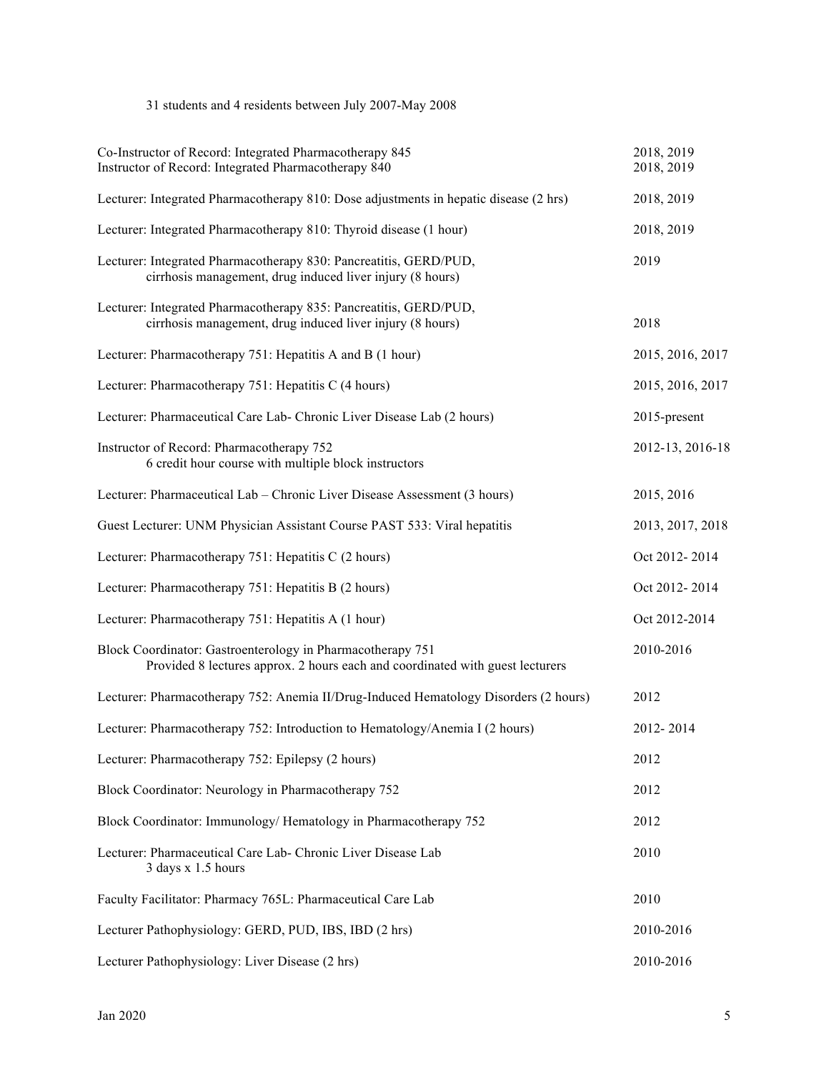31 students and 4 residents between July 2007-May 2008

| | |
|---|---|
| Co-Instructor of Record: Integrated Pharmacotherapy 845 | 2018, 2019 |
| Instructor of Record: Integrated Pharmacotherapy 840 | 2018, 2019 |
| Lecturer: Integrated Pharmacotherapy 810: Dose adjustments in hepatic disease (2 hrs) | 2018, 2019 |
| Lecturer: Integrated Pharmacotherapy 810: Thyroid disease (1 hour) | 2018, 2019 |
| Lecturer: Integrated Pharmacotherapy 830: Pancreatitis, GERD/PUD, cirrhosis management, drug induced liver injury (8 hours) | 2019 |
| Lecturer: Integrated Pharmacotherapy 835: Pancreatitis, GERD/PUD, cirrhosis management, drug induced liver injury (8 hours) | 2018 |
| Lecturer: Pharmacotherapy 751: Hepatitis A and B (1 hour) | 2015, 2016, 2017 |
| Lecturer: Pharmacotherapy 751: Hepatitis C (4 hours) | 2015, 2016, 2017 |
| Lecturer: Pharmaceutical Care Lab- Chronic Liver Disease Lab (2 hours) | 2015-present |
| Instructor of Record: Pharmacotherapy 752<br>6 credit hour course with multiple block instructors | 2012-13, 2016-18 |
| Lecturer: Pharmaceutical Lab – Chronic Liver Disease Assessment (3 hours) | 2015, 2016 |
| Guest Lecturer: UNM Physician Assistant Course PAST 533: Viral hepatitis | 2013, 2017, 2018 |
| Lecturer: Pharmacotherapy 751: Hepatitis C (2 hours) | Oct 2012- 2014 |
| Lecturer: Pharmacotherapy 751: Hepatitis B (2 hours) | Oct 2012- 2014 |
| Lecturer: Pharmacotherapy 751: Hepatitis A (1 hour) | Oct 2012-2014 |
| Block Coordinator: Gastroenterology in Pharmacotherapy 751<br>Provided 8 lectures approx. 2 hours each and coordinated with guest lecturers | 2010-2016 |
| Lecturer: Pharmacotherapy 752: Anemia II/Drug-Induced Hematology Disorders (2 hours) | 2012 |
| Lecturer: Pharmacotherapy 752: Introduction to Hematology/Anemia I (2 hours) | 2012- 2014 |
| Lecturer: Pharmacotherapy 752: Epilepsy (2 hours) | 2012 |
| Block Coordinator: Neurology in Pharmacotherapy 752 | 2012 |
| Block Coordinator: Immunology/ Hematology in Pharmacotherapy 752 | 2012 |
| Lecturer: Pharmaceutical Care Lab- Chronic Liver Disease Lab<br>3 days x 1.5 hours | 2010 |
| Faculty Facilitator: Pharmacy 765L: Pharmaceutical Care Lab | 2010 |
| Lecturer Pathophysiology: GERD, PUD, IBS, IBD (2 hrs) | 2010-2016 |
| Lecturer Pathophysiology: Liver Disease (2 hrs) | 2010-2016 |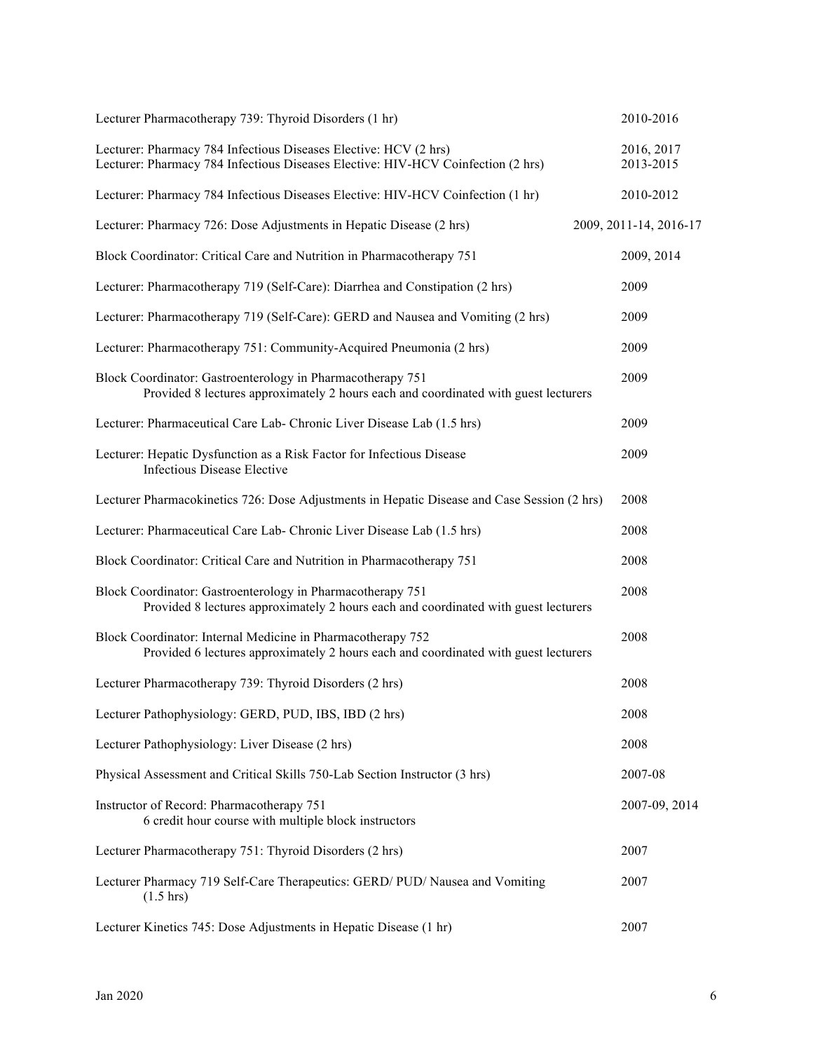| | |
|---|---|
| Lecturer Pharmacotherapy 739: Thyroid Disorders (1 hr) | 2010-2016 |
| Lecturer: Pharmacy 784 Infectious Diseases Elective: HCV (2 hrs)<br>Lecturer: Pharmacy 784 Infectious Diseases Elective: HIV-HCV Coinfection (2 hrs) | 2016, 2017<br>2013-2015 |
| Lecturer: Pharmacy 784 Infectious Diseases Elective: HIV-HCV Coinfection (1 hr) | 2010-2012 |
| Lecturer: Pharmacy 726: Dose Adjustments in Hepatic Disease (2 hrs) | 2009, 2011-14, 2016-17 |
| Block Coordinator: Critical Care and Nutrition in Pharmacotherapy 751 | 2009, 2014 |
| Lecturer: Pharmacotherapy 719 (Self-Care): Diarrhea and Constipation (2 hrs) | 2009 |
| Lecturer: Pharmacotherapy 719 (Self-Care): GERD and Nausea and Vomiting (2 hrs) | 2009 |
| Lecturer: Pharmacotherapy 751: Community-Acquired Pneumonia (2 hrs) | 2009 |
| Block Coordinator: Gastroenterology in Pharmacotherapy 751<br>Provided 8 lectures approximately 2 hours each and coordinated with guest lecturers | 2009 |
| Lecturer: Pharmaceutical Care Lab- Chronic Liver Disease Lab (1.5 hrs) | 2009 |
| Lecturer: Hepatic Dysfunction as a Risk Factor for Infectious Disease<br>Infectious Disease Elective | 2009 |
| Lecturer Pharmacokinetics 726: Dose Adjustments in Hepatic Disease and Case Session (2 hrs) | 2008 |
| Lecturer: Pharmaceutical Care Lab- Chronic Liver Disease Lab (1.5 hrs) | 2008 |
| Block Coordinator: Critical Care and Nutrition in Pharmacotherapy 751 | 2008 |
| Block Coordinator: Gastroenterology in Pharmacotherapy 751<br>Provided 8 lectures approximately 2 hours each and coordinated with guest lecturers | 2008 |
| Block Coordinator: Internal Medicine in Pharmacotherapy 752<br>Provided 6 lectures approximately 2 hours each and coordinated with guest lecturers | 2008 |
| Lecturer Pharmacotherapy 739: Thyroid Disorders (2 hrs) | 2008 |
| Lecturer Pathophysiology: GERD, PUD, IBS, IBD (2 hrs) | 2008 |
| Lecturer Pathophysiology: Liver Disease (2 hrs) | 2008 |
| Physical Assessment and Critical Skills 750-Lab Section Instructor (3 hrs) | 2007-08 |
| Instructor of Record: Pharmacotherapy 751<br>6 credit hour course with multiple block instructors | 2007-09, 2014 |
| Lecturer Pharmacotherapy 751: Thyroid Disorders (2 hrs) | 2007 |
| Lecturer Pharmacy 719 Self-Care Therapeutics: GERD/ PUD/ Nausea and Vomiting (1.5 hrs) | 2007 |
| Lecturer Kinetics 745: Dose Adjustments in Hepatic Disease (1 hr) | 2007 |

Jan 2020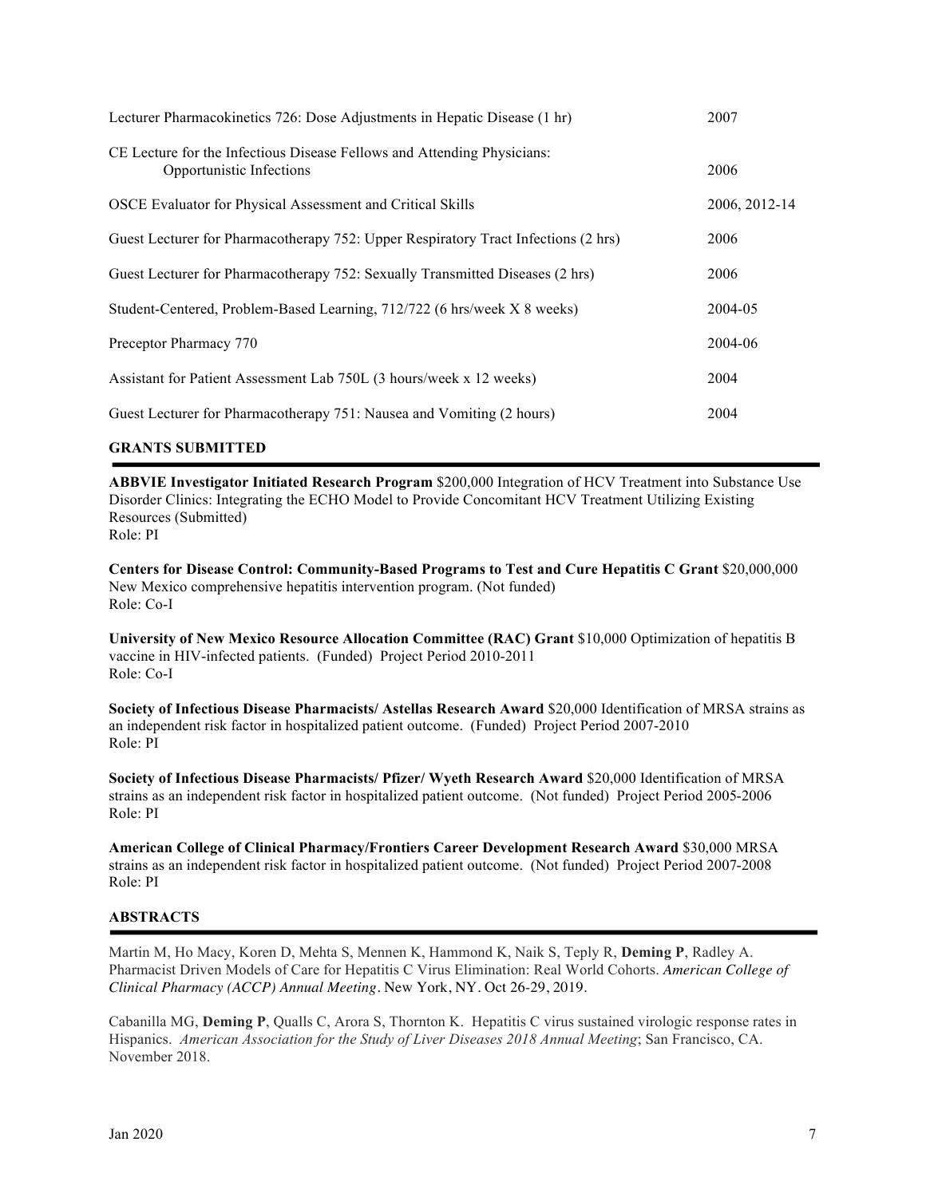| | |
|---|---|
| Lecturer Pharmacokinetics 726: Dose Adjustments in Hepatic Disease (1 hr) | 2007 |
| CE Lecture for the Infectious Disease Fellows and Attending Physicians: Opportunistic Infections | 2006 |
| OSCE Evaluator for Physical Assessment and Critical Skills | 2006, 2012-14 |
| Guest Lecturer for Pharmacotherapy 752: Upper Respiratory Tract Infections (2 hrs) | 2006 |
| Guest Lecturer for Pharmacotherapy 752: Sexually Transmitted Diseases (2 hrs) | 2006 |
| Student-Centered, Problem-Based Learning, 712/722 (6 hrs/week X 8 weeks) | 2004-05 |
| Preceptor Pharmacy 770 | 2004-06 |
| Assistant for Patient Assessment Lab 750L (3 hours/week x 12 weeks) | 2004 |
| Guest Lecturer for Pharmacotherapy 751: Nausea and Vomiting (2 hours) | 2004 |

## GRANTS SUBMITTED

**ABBVIE Investigator Initiated Research Program** $200,000 Integration of HCV Treatment into Substance Use Disorder Clinics: Integrating the ECHO Model to Provide Concomitant HCV Treatment Utilizing Existing Resources (Submitted)
Role: PI

**Centers for Disease Control: Community-Based Programs to Test and Cure Hepatitis C Grant** $20,000,000 New Mexico comprehensive hepatitis intervention program. (Not funded)
Role: Co-I

**University of New Mexico Resource Allocation Committee (RAC) Grant** $10,000 Optimization of hepatitis B vaccine in HIV-infected patients. (Funded) Project Period 2010-2011
Role: Co-I

**Society of Infectious Disease Pharmacists/ Astellas Research Award** $20,000 Identification of MRSA strains as an independent risk factor in hospitalized patient outcome. (Funded) Project Period 2007-2010
Role: PI

**Society of Infectious Disease Pharmacists/ Pfizer/ Wyeth Research Award** $20,000 Identification of MRSA strains as an independent risk factor in hospitalized patient outcome. (Not funded) Project Period 2005-2006
Role: PI

**American College of Clinical Pharmacy/Frontiers Career Development Research Award** $30,000 MRSA strains as an independent risk factor in hospitalized patient outcome. (Not funded) Project Period 2007-2008
Role: PI

## ABSTRACTS

Martin M, Ho Macy, Koren D, Mehta S, Mennen K, Hammond K, Naik S, Teply R, **Deming P**, Radley A. Pharmacist Driven Models of Care for Hepatitis C Virus Elimination: Real World Cohorts. *American College of Clinical Pharmacy (ACCP) Annual Meeting*. New York, NY. Oct 26-29, 2019.

Cabanilla MG, **Deming P**, Qualls C, Arora S, Thornton K. Hepatitis C virus sustained virologic response rates in Hispanics. *American Association for the Study of Liver Diseases 2018 Annual Meeting*; San Francisco, CA. November 2018.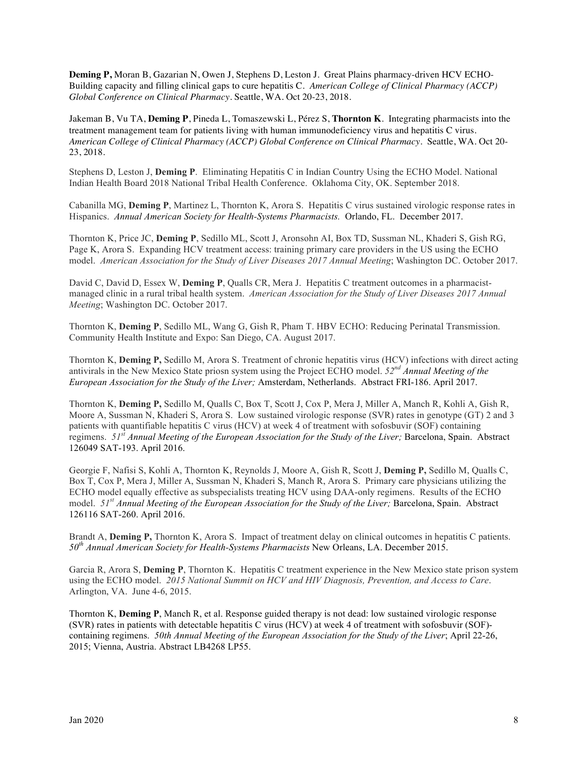**Deming P,** Moran B, Gazarian N, Owen J, Stephens D, Leston J. Great Plains pharmacy-driven HCV ECHO-Building capacity and filling clinical gaps to cure hepatitis C. *American College of Clinical Pharmacy (ACCP) Global Conference on Clinical Pharmacy*. Seattle, WA. Oct 20-23, 2018.

Jakeman B, Vu TA, **Deming P**, Pineda L, Tomaszewski L, Pérez S, **Thornton K**. Integrating pharmacists into the treatment management team for patients living with human immunodeficiency virus and hepatitis C virus. *American College of Clinical Pharmacy (ACCP) Global Conference on Clinical Pharmacy*. Seattle, WA. Oct 20-23, 2018.

Stephens D, Leston J, **Deming P**. Eliminating Hepatitis C in Indian Country Using the ECHO Model. National Indian Health Board 2018 National Tribal Health Conference. Oklahoma City, OK. September 2018.

Cabanilla MG, **Deming P**, Martinez L, Thornton K, Arora S. Hepatitis C virus sustained virologic response rates in Hispanics. *Annual American Society for Health-Systems Pharmacists.* Orlando, FL. December 2017.

Thornton K, Price JC, **Deming P**, Sedillo ML, Scott J, Aronsohn AI, Box TD, Sussman NL, Khaderi S, Gish RG, Page K, Arora S. Expanding HCV treatment access: training primary care providers in the US using the ECHO model. *American Association for the Study of Liver Diseases 2017 Annual Meeting*; Washington DC. October 2017.

David C, David D, Essex W, **Deming P**, Qualls CR, Mera J. Hepatitis C treatment outcomes in a pharmacist-managed clinic in a rural tribal health system. *American Association for the Study of Liver Diseases 2017 Annual Meeting*; Washington DC. October 2017.

Thornton K, **Deming P**, Sedillo ML, Wang G, Gish R, Pham T. HBV ECHO: Reducing Perinatal Transmission. Community Health Institute and Expo: San Diego, CA. August 2017.

Thornton K, **Deming P,** Sedillo M, Arora S. Treatment of chronic hepatitis virus (HCV) infections with direct acting antivirals in the New Mexico State priosn system using the Project ECHO model. *52nd Annual Meeting of the European Association for the Study of the Liver;* Amsterdam, Netherlands. Abstract FRI-186. April 2017.

Thornton K, **Deming P,** Sedillo M, Qualls C, Box T, Scott J, Cox P, Mera J, Miller A, Manch R, Kohli A, Gish R, Moore A, Sussman N, Khaderi S, Arora S. Low sustained virologic response (SVR) rates in genotype (GT) 2 and 3 patients with quantifiable hepatitis C virus (HCV) at week 4 of treatment with sofosbuvir (SOF) containing regimens. *51st Annual Meeting of the European Association for the Study of the Liver;* Barcelona, Spain. Abstract 126049 SAT-193. April 2016.

Georgie F, Nafisi S, Kohli A, Thornton K, Reynolds J, Moore A, Gish R, Scott J, **Deming P,** Sedillo M, Qualls C, Box T, Cox P, Mera J, Miller A, Sussman N, Khaderi S, Manch R, Arora S. Primary care physicians utilizing the ECHO model equally effective as subspecialists treating HCV using DAA-only regimens. Results of the ECHO model. *51st Annual Meeting of the European Association for the Study of the Liver;* Barcelona, Spain. Abstract 126116 SAT-260. April 2016.

Brandt A, **Deming P,** Thornton K, Arora S. Impact of treatment delay on clinical outcomes in hepatitis C patients. *50th Annual American Society for Health-Systems Pharmacists* New Orleans, LA. December 2015.

Garcia R, Arora S, **Deming P**, Thornton K. Hepatitis C treatment experience in the New Mexico state prison system using the ECHO model. *2015 National Summit on HCV and HIV Diagnosis, Prevention, and Access to Care*. Arlington, VA. June 4-6, 2015.

Thornton K, **Deming P**, Manch R, et al. Response guided therapy is not dead: low sustained virologic response (SVR) rates in patients with detectable hepatitis C virus (HCV) at week 4 of treatment with sofosbuvir (SOF)-containing regimens. *50th Annual Meeting of the European Association for the Study of the Liver*; April 22-26, 2015; Vienna, Austria. Abstract LB4268 LP55.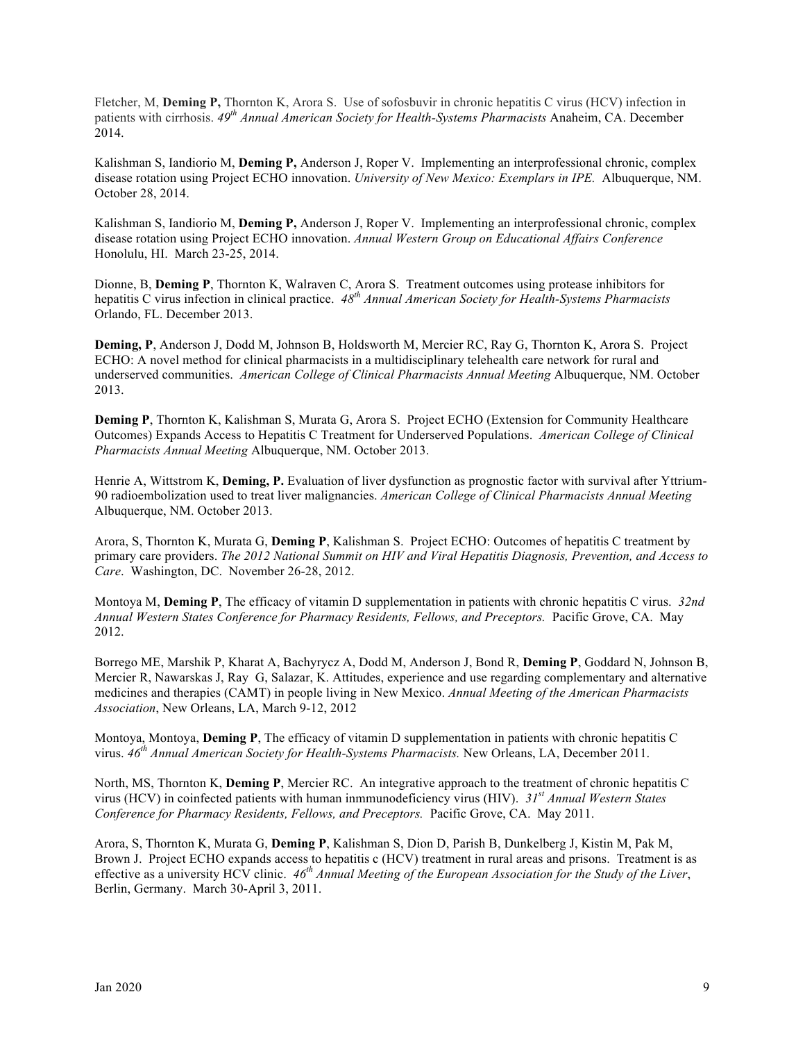Fletcher, M, **Deming P,** Thornton K, Arora S. Use of sofosbuvir in chronic hepatitis C virus (HCV) infection in patients with cirrhosis. *49th Annual American Society for Health-Systems Pharmacists* Anaheim, CA. December 2014.

Kalishman S, Iandiorio M, **Deming P,** Anderson J, Roper V. Implementing an interprofessional chronic, complex disease rotation using Project ECHO innovation. *University of New Mexico: Exemplars in IPE.* Albuquerque, NM. October 28, 2014.

Kalishman S, Iandiorio M, **Deming P,** Anderson J, Roper V. Implementing an interprofessional chronic, complex disease rotation using Project ECHO innovation. *Annual Western Group on Educational Affairs Conference* Honolulu, HI. March 23-25, 2014.

Dionne, B, **Deming P**, Thornton K, Walraven C, Arora S. Treatment outcomes using protease inhibitors for hepatitis C virus infection in clinical practice. *48th Annual American Society for Health-Systems Pharmacists* Orlando, FL. December 2013.

**Deming, P**, Anderson J, Dodd M, Johnson B, Holdsworth M, Mercier RC, Ray G, Thornton K, Arora S. Project ECHO: A novel method for clinical pharmacists in a multidisciplinary telehealth care network for rural and underserved communities. *American College of Clinical Pharmacists Annual Meeting* Albuquerque, NM. October 2013.

**Deming P**, Thornton K, Kalishman S, Murata G, Arora S. Project ECHO (Extension for Community Healthcare Outcomes) Expands Access to Hepatitis C Treatment for Underserved Populations. *American College of Clinical Pharmacists Annual Meeting* Albuquerque, NM. October 2013.

Henrie A, Wittstrom K, **Deming, P.** Evaluation of liver dysfunction as prognostic factor with survival after Yttrium-90 radioembolization used to treat liver malignancies. *American College of Clinical Pharmacists Annual Meeting* Albuquerque, NM. October 2013.

Arora, S, Thornton K, Murata G, **Deming P**, Kalishman S. Project ECHO: Outcomes of hepatitis C treatment by primary care providers. *The 2012 National Summit on HIV and Viral Hepatitis Diagnosis, Prevention, and Access to Care*. Washington, DC. November 26-28, 2012.

Montoya M, **Deming P**, The efficacy of vitamin D supplementation in patients with chronic hepatitis C virus. *32nd Annual Western States Conference for Pharmacy Residents, Fellows, and Preceptors.* Pacific Grove, CA. May 2012.

Borrego ME, Marshik P, Kharat A, Bachyrycz A, Dodd M, Anderson J, Bond R, **Deming P**, Goddard N, Johnson B, Mercier R, Nawarskas J, Ray G, Salazar, K. Attitudes, experience and use regarding complementary and alternative medicines and therapies (CAMT) in people living in New Mexico. *Annual Meeting of the American Pharmacists Association*, New Orleans, LA, March 9-12, 2012

Montoya, Montoya, **Deming P**, The efficacy of vitamin D supplementation in patients with chronic hepatitis C virus. *46th Annual American Society for Health-Systems Pharmacists.* New Orleans, LA, December 2011.

North, MS, Thornton K, **Deming P**, Mercier RC. An integrative approach to the treatment of chronic hepatitis C virus (HCV) in coinfected patients with human inmmunodeficiency virus (HIV). *31st Annual Western States Conference for Pharmacy Residents, Fellows, and Preceptors.* Pacific Grove, CA. May 2011.

Arora, S, Thornton K, Murata G, **Deming P**, Kalishman S, Dion D, Parish B, Dunkelberg J, Kistin M, Pak M, Brown J. Project ECHO expands access to hepatitis c (HCV) treatment in rural areas and prisons. Treatment is as effective as a university HCV clinic. *46th Annual Meeting of the European Association for the Study of the Liver*, Berlin, Germany. March 30-April 3, 2011.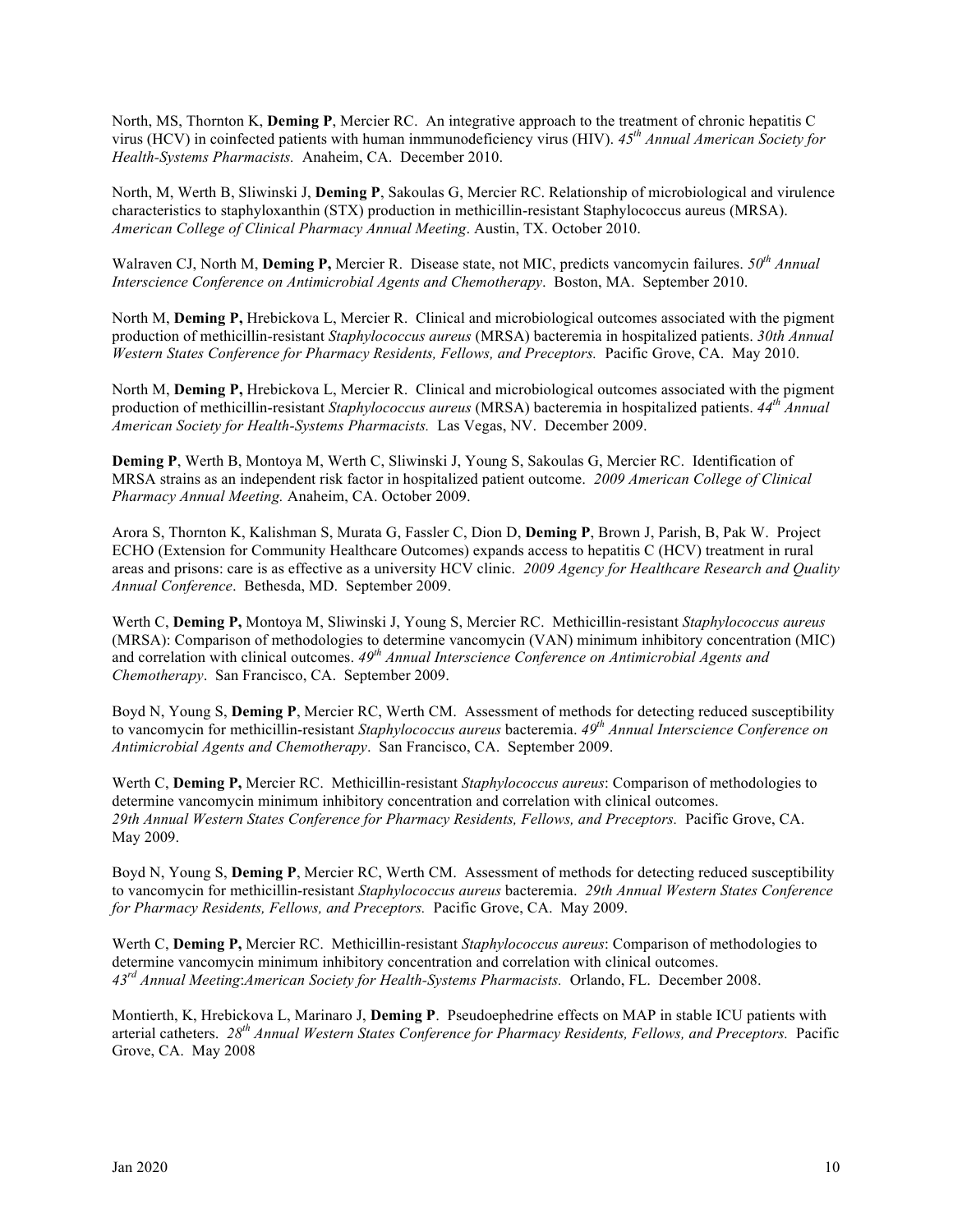North, MS, Thornton K, **Deming P**, Mercier RC. An integrative approach to the treatment of chronic hepatitis C virus (HCV) in coinfected patients with human inmmunodeficiency virus (HIV). *45th Annual American Society for Health-Systems Pharmacists.* Anaheim, CA. December 2010.

North, M, Werth B, Sliwinski J, **Deming P**, Sakoulas G, Mercier RC. Relationship of microbiological and virulence characteristics to staphyloxanthin (STX) production in methicillin-resistant Staphylococcus aureus (MRSA). *American College of Clinical Pharmacy Annual Meeting*. Austin, TX. October 2010.

Walraven CJ, North M, **Deming P,** Mercier R. Disease state, not MIC, predicts vancomycin failures. *50th Annual Interscience Conference on Antimicrobial Agents and Chemotherapy*. Boston, MA. September 2010.

North M, **Deming P,** Hrebickova L, Mercier R. Clinical and microbiological outcomes associated with the pigment production of methicillin-resistant *Staphylococcus aureus* (MRSA) bacteremia in hospitalized patients. *30th Annual Western States Conference for Pharmacy Residents, Fellows, and Preceptors.* Pacific Grove, CA. May 2010.

North M, **Deming P,** Hrebickova L, Mercier R. Clinical and microbiological outcomes associated with the pigment production of methicillin-resistant *Staphylococcus aureus* (MRSA) bacteremia in hospitalized patients. *44th Annual American Society for Health-Systems Pharmacists.* Las Vegas, NV. December 2009.

**Deming P**, Werth B, Montoya M, Werth C, Sliwinski J, Young S, Sakoulas G, Mercier RC. Identification of MRSA strains as an independent risk factor in hospitalized patient outcome. *2009 American College of Clinical Pharmacy Annual Meeting.* Anaheim, CA. October 2009.

Arora S, Thornton K, Kalishman S, Murata G, Fassler C, Dion D, **Deming P**, Brown J, Parish, B, Pak W. Project ECHO (Extension for Community Healthcare Outcomes) expands access to hepatitis C (HCV) treatment in rural areas and prisons: care is as effective as a university HCV clinic. *2009 Agency for Healthcare Research and Quality Annual Conference*. Bethesda, MD. September 2009.

Werth C, **Deming P,** Montoya M, Sliwinski J, Young S, Mercier RC. Methicillin-resistant *Staphylococcus aureus* (MRSA): Comparison of methodologies to determine vancomycin (VAN) minimum inhibitory concentration (MIC) and correlation with clinical outcomes. *49th Annual Interscience Conference on Antimicrobial Agents and Chemotherapy*. San Francisco, CA. September 2009.

Boyd N, Young S, **Deming P**, Mercier RC, Werth CM. Assessment of methods for detecting reduced susceptibility to vancomycin for methicillin-resistant *Staphylococcus aureus* bacteremia. *49th Annual Interscience Conference on Antimicrobial Agents and Chemotherapy*. San Francisco, CA. September 2009.

Werth C, **Deming P,** Mercier RC. Methicillin-resistant *Staphylococcus aureus*: Comparison of methodologies to determine vancomycin minimum inhibitory concentration and correlation with clinical outcomes. *29th Annual Western States Conference for Pharmacy Residents, Fellows, and Preceptors.* Pacific Grove, CA. May 2009.

Boyd N, Young S, **Deming P**, Mercier RC, Werth CM. Assessment of methods for detecting reduced susceptibility to vancomycin for methicillin-resistant *Staphylococcus aureus* bacteremia. *29th Annual Western States Conference for Pharmacy Residents, Fellows, and Preceptors.* Pacific Grove, CA. May 2009.

Werth C, **Deming P,** Mercier RC. Methicillin-resistant *Staphylococcus aureus*: Comparison of methodologies to determine vancomycin minimum inhibitory concentration and correlation with clinical outcomes. *43rd Annual Meeting:American Society for Health-Systems Pharmacists.* Orlando, FL. December 2008.

Montierth, K, Hrebickova L, Marinaro J, **Deming P**. Pseudoephedrine effects on MAP in stable ICU patients with arterial catheters. *28th Annual Western States Conference for Pharmacy Residents, Fellows, and Preceptors.* Pacific Grove, CA. May 2008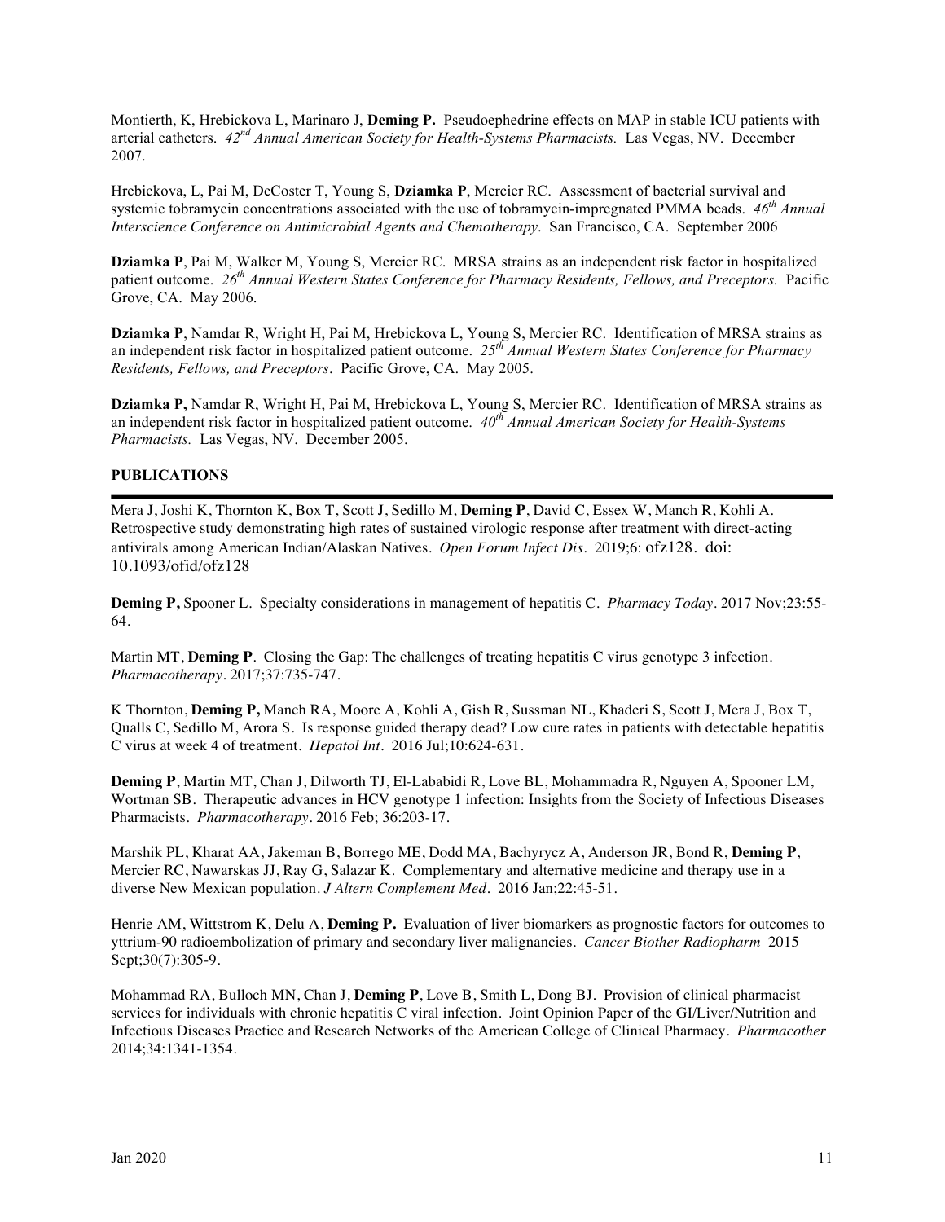Montierth, K, Hrebickova L, Marinaro J, **Deming P.** Pseudoephedrine effects on MAP in stable ICU patients with arterial catheters. *42nd Annual American Society for Health-Systems Pharmacists.* Las Vegas, NV. December 2007.

Hrebickova, L, Pai M, DeCoster T, Young S, **Dziamka P**, Mercier RC. Assessment of bacterial survival and systemic tobramycin concentrations associated with the use of tobramycin-impregnated PMMA beads. *46th Annual Interscience Conference on Antimicrobial Agents and Chemotherapy*. San Francisco, CA. September 2006

**Dziamka P**, Pai M, Walker M, Young S, Mercier RC. MRSA strains as an independent risk factor in hospitalized patient outcome. *26th Annual Western States Conference for Pharmacy Residents, Fellows, and Preceptors.* Pacific Grove, CA. May 2006.

**Dziamka P**, Namdar R, Wright H, Pai M, Hrebickova L, Young S, Mercier RC. Identification of MRSA strains as an independent risk factor in hospitalized patient outcome. *25th Annual Western States Conference for Pharmacy Residents, Fellows, and Preceptors*. Pacific Grove, CA. May 2005.

**Dziamka P,** Namdar R, Wright H, Pai M, Hrebickova L, Young S, Mercier RC. Identification of MRSA strains as an independent risk factor in hospitalized patient outcome. *40th Annual American Society for Health-Systems Pharmacists.* Las Vegas, NV. December 2005.

## PUBLICATIONS

Mera J, Joshi K, Thornton K, Box T, Scott J, Sedillo M, **Deming P**, David C, Essex W, Manch R, Kohli A. Retrospective study demonstrating high rates of sustained virologic response after treatment with direct-acting antivirals among American Indian/Alaskan Natives. *Open Forum Infect Dis*. 2019;6: ofz128. doi: 10.1093/ofid/ofz128

**Deming P,** Spooner L. Specialty considerations in management of hepatitis C. *Pharmacy Today*. 2017 Nov;23:55-64.

Martin MT, **Deming P**. Closing the Gap: The challenges of treating hepatitis C virus genotype 3 infection. *Pharmacotherapy*. 2017;37:735-747.

K Thornton, **Deming P,** Manch RA, Moore A, Kohli A, Gish R, Sussman NL, Khaderi S, Scott J, Mera J, Box T, Qualls C, Sedillo M, Arora S. Is response guided therapy dead? Low cure rates in patients with detectable hepatitis C virus at week 4 of treatment. *Hepatol Int*. 2016 Jul;10:624-631.

**Deming P**, Martin MT, Chan J, Dilworth TJ, El-Lababidi R, Love BL, Mohammadra R, Nguyen A, Spooner LM, Wortman SB. Therapeutic advances in HCV genotype 1 infection: Insights from the Society of Infectious Diseases Pharmacists. *Pharmacotherapy*. 2016 Feb; 36:203-17.

Marshik PL, Kharat AA, Jakeman B, Borrego ME, Dodd MA, Bachyrycz A, Anderson JR, Bond R, **Deming P**, Mercier RC, Nawarskas JJ, Ray G, Salazar K. Complementary and alternative medicine and therapy use in a diverse New Mexican population. *J Altern Complement Med*. 2016 Jan;22:45-51.

Henrie AM, Wittstrom K, Delu A, **Deming P.** Evaluation of liver biomarkers as prognostic factors for outcomes to yttrium-90 radioembolization of primary and secondary liver malignancies. *Cancer Biother Radiopharm* 2015 Sept;30(7):305-9.

Mohammad RA, Bulloch MN, Chan J, **Deming P**, Love B, Smith L, Dong BJ. Provision of clinical pharmacist services for individuals with chronic hepatitis C viral infection. Joint Opinion Paper of the GI/Liver/Nutrition and Infectious Diseases Practice and Research Networks of the American College of Clinical Pharmacy. *Pharmacother* 2014;34:1341-1354.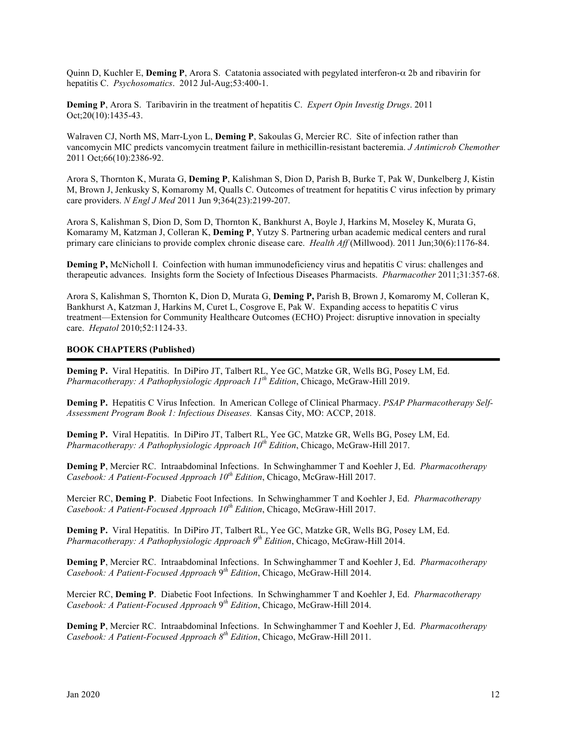Quinn D, Kuchler E, **Deming P**, Arora S. Catatonia associated with pegylated interferon-α 2b and ribavirin for hepatitis C. *Psychosomatics*. 2012 Jul-Aug;53:400-1.

**Deming P**, Arora S. Taribavirin in the treatment of hepatitis C. *Expert Opin Investig Drugs*. 2011 Oct;20(10):1435-43.

Walraven CJ, North MS, Marr-Lyon L, **Deming P**, Sakoulas G, Mercier RC. Site of infection rather than vancomycin MIC predicts vancomycin treatment failure in methicillin-resistant bacteremia. *J Antimicrob Chemother* 2011 Oct;66(10):2386-92.

Arora S, Thornton K, Murata G, **Deming P**, Kalishman S, Dion D, Parish B, Burke T, Pak W, Dunkelberg J, Kistin M, Brown J, Jenkusky S, Komaromy M, Qualls C. Outcomes of treatment for hepatitis C virus infection by primary care providers. *N Engl J Med* 2011 Jun 9;364(23):2199-207.

Arora S, Kalishman S, Dion D, Som D, Thornton K, Bankhurst A, Boyle J, Harkins M, Moseley K, Murata G, Komaramy M, Katzman J, Colleran K, **Deming P**, Yutzy S. Partnering urban academic medical centers and rural primary care clinicians to provide complex chronic disease care. *Health Aff* (Millwood). 2011 Jun;30(6):1176-84.

**Deming P,** McNicholl I. Coinfection with human immunodeficiency virus and hepatitis C virus: challenges and therapeutic advances. Insights form the Society of Infectious Diseases Pharmacists. *Pharmacother* 2011;31:357-68.

Arora S, Kalishman S, Thornton K, Dion D, Murata G, **Deming P,** Parish B, Brown J, Komaromy M, Colleran K, Bankhurst A, Katzman J, Harkins M, Curet L, Cosgrove E, Pak W. Expanding access to hepatitis C virus treatment—Extension for Community Healthcare Outcomes (ECHO) Project: disruptive innovation in specialty care. *Hepatol* 2010;52:1124-33.

## BOOK CHAPTERS (Published)

**Deming P.** Viral Hepatitis. In DiPiro JT, Talbert RL, Yee GC, Matzke GR, Wells BG, Posey LM, Ed. *Pharmacotherapy: A Pathophysiologic Approach 11th Edition*, Chicago, McGraw-Hill 2019.

**Deming P.** Hepatitis C Virus Infection. In American College of Clinical Pharmacy. *PSAP Pharmacotherapy Self-Assessment Program Book 1: Infectious Diseases.* Kansas City, MO: ACCP, 2018.

**Deming P.** Viral Hepatitis. In DiPiro JT, Talbert RL, Yee GC, Matzke GR, Wells BG, Posey LM, Ed. *Pharmacotherapy: A Pathophysiologic Approach 10th Edition*, Chicago, McGraw-Hill 2017.

**Deming P**, Mercier RC. Intraabdominal Infections. In Schwinghammer T and Koehler J, Ed. *Pharmacotherapy Casebook: A Patient-Focused Approach 10th Edition*, Chicago, McGraw-Hill 2017.

Mercier RC, **Deming P**. Diabetic Foot Infections. In Schwinghammer T and Koehler J, Ed. *Pharmacotherapy Casebook: A Patient-Focused Approach 10th Edition*, Chicago, McGraw-Hill 2017.

**Deming P.** Viral Hepatitis. In DiPiro JT, Talbert RL, Yee GC, Matzke GR, Wells BG, Posey LM, Ed. *Pharmacotherapy: A Pathophysiologic Approach 9th Edition*, Chicago, McGraw-Hill 2014.

**Deming P**, Mercier RC. Intraabdominal Infections. In Schwinghammer T and Koehler J, Ed. *Pharmacotherapy Casebook: A Patient-Focused Approach 9th Edition*, Chicago, McGraw-Hill 2014.

Mercier RC, **Deming P**. Diabetic Foot Infections. In Schwinghammer T and Koehler J, Ed. *Pharmacotherapy Casebook: A Patient-Focused Approach 9th Edition*, Chicago, McGraw-Hill 2014.

**Deming P**, Mercier RC. Intraabdominal Infections. In Schwinghammer T and Koehler J, Ed. *Pharmacotherapy Casebook: A Patient-Focused Approach 8th Edition*, Chicago, McGraw-Hill 2011.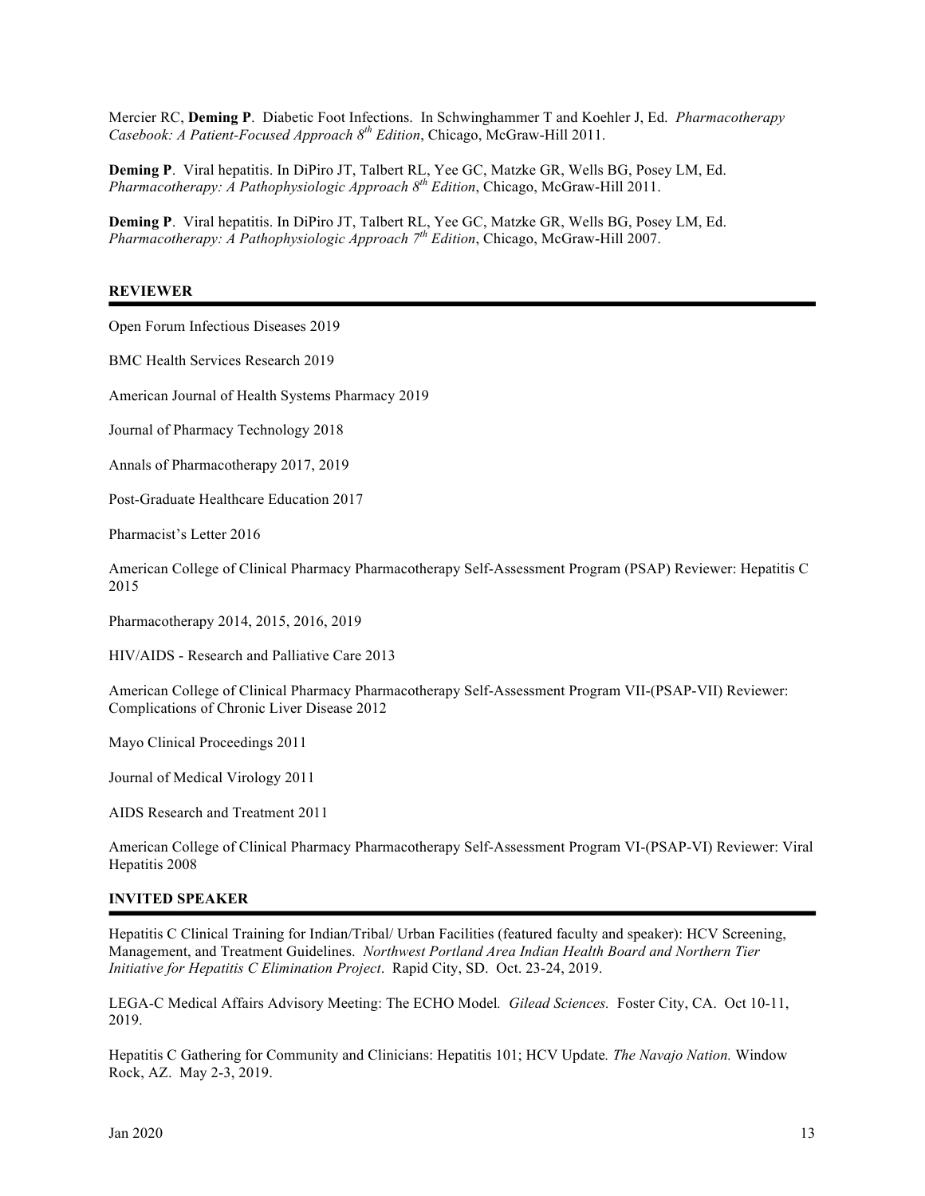Mercier RC, **Deming P**. Diabetic Foot Infections. In Schwinghammer T and Koehler J, Ed. *Pharmacotherapy Casebook: A Patient-Focused Approach 8th Edition*, Chicago, McGraw-Hill 2011.

**Deming P**. Viral hepatitis. In DiPiro JT, Talbert RL, Yee GC, Matzke GR, Wells BG, Posey LM, Ed. *Pharmacotherapy: A Pathophysiologic Approach 8th Edition*, Chicago, McGraw-Hill 2011.

**Deming P**. Viral hepatitis. In DiPiro JT, Talbert RL, Yee GC, Matzke GR, Wells BG, Posey LM, Ed. *Pharmacotherapy: A Pathophysiologic Approach 7th Edition*, Chicago, McGraw-Hill 2007.

## REVIEWER

Open Forum Infectious Diseases 2019

BMC Health Services Research 2019

American Journal of Health Systems Pharmacy 2019

Journal of Pharmacy Technology 2018

Annals of Pharmacotherapy 2017, 2019

Post-Graduate Healthcare Education 2017

Pharmacist's Letter 2016

American College of Clinical Pharmacy Pharmacotherapy Self-Assessment Program (PSAP) Reviewer: Hepatitis C 2015

Pharmacotherapy 2014, 2015, 2016, 2019

HIV/AIDS - Research and Palliative Care 2013

American College of Clinical Pharmacy Pharmacotherapy Self-Assessment Program VII-(PSAP-VII) Reviewer: Complications of Chronic Liver Disease 2012

Mayo Clinical Proceedings 2011

Journal of Medical Virology 2011

AIDS Research and Treatment 2011

American College of Clinical Pharmacy Pharmacotherapy Self-Assessment Program VI-(PSAP-VI) Reviewer: Viral Hepatitis 2008

## INVITED SPEAKER

Hepatitis C Clinical Training for Indian/Tribal/ Urban Facilities (featured faculty and speaker): HCV Screening, Management, and Treatment Guidelines. *Northwest Portland Area Indian Health Board and Northern Tier Initiative for Hepatitis C Elimination Project*. Rapid City, SD. Oct. 23-24, 2019.

LEGA-C Medical Affairs Advisory Meeting: The ECHO Model*. Gilead Sciences.* Foster City, CA. Oct 10-11, 2019.

Hepatitis C Gathering for Community and Clinicians: Hepatitis 101; HCV Update*. The Navajo Nation.* Window Rock, AZ. May 2-3, 2019.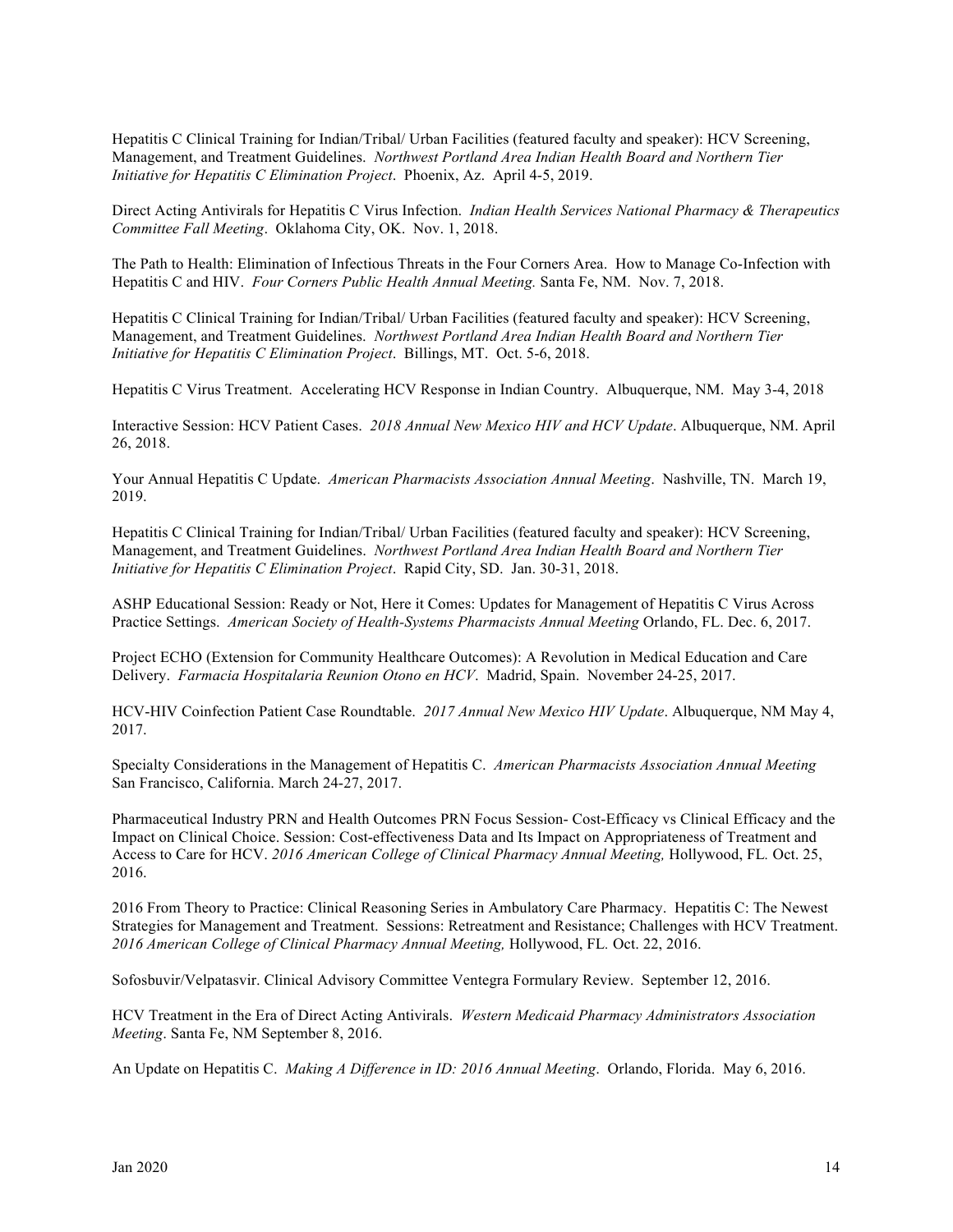Hepatitis C Clinical Training for Indian/Tribal/ Urban Facilities (featured faculty and speaker): HCV Screening, Management, and Treatment Guidelines. *Northwest Portland Area Indian Health Board and Northern Tier Initiative for Hepatitis C Elimination Project*. Phoenix, Az. April 4-5, 2019.

Direct Acting Antivirals for Hepatitis C Virus Infection. *Indian Health Services National Pharmacy & Therapeutics Committee Fall Meeting*. Oklahoma City, OK. Nov. 1, 2018.

The Path to Health: Elimination of Infectious Threats in the Four Corners Area. How to Manage Co-Infection with Hepatitis C and HIV. *Four Corners Public Health Annual Meeting.* Santa Fe, NM. Nov. 7, 2018.

Hepatitis C Clinical Training for Indian/Tribal/ Urban Facilities (featured faculty and speaker): HCV Screening, Management, and Treatment Guidelines. *Northwest Portland Area Indian Health Board and Northern Tier Initiative for Hepatitis C Elimination Project*. Billings, MT. Oct. 5-6, 2018.

Hepatitis C Virus Treatment. Accelerating HCV Response in Indian Country. Albuquerque, NM. May 3-4, 2018

Interactive Session: HCV Patient Cases. *2018 Annual New Mexico HIV and HCV Update*. Albuquerque, NM. April 26, 2018.

Your Annual Hepatitis C Update. *American Pharmacists Association Annual Meeting*. Nashville, TN. March 19, 2019.

Hepatitis C Clinical Training for Indian/Tribal/ Urban Facilities (featured faculty and speaker): HCV Screening, Management, and Treatment Guidelines. *Northwest Portland Area Indian Health Board and Northern Tier Initiative for Hepatitis C Elimination Project*. Rapid City, SD. Jan. 30-31, 2018.

ASHP Educational Session: Ready or Not, Here it Comes: Updates for Management of Hepatitis C Virus Across Practice Settings. *American Society of Health-Systems Pharmacists Annual Meeting* Orlando, FL. Dec. 6, 2017.

Project ECHO (Extension for Community Healthcare Outcomes): A Revolution in Medical Education and Care Delivery. *Farmacia Hospitalaria Reunion Otono en HCV*. Madrid, Spain. November 24-25, 2017.

HCV-HIV Coinfection Patient Case Roundtable. *2017 Annual New Mexico HIV Update*. Albuquerque, NM May 4, 2017.

Specialty Considerations in the Management of Hepatitis C. *American Pharmacists Association Annual Meeting* San Francisco, California. March 24-27, 2017.

Pharmaceutical Industry PRN and Health Outcomes PRN Focus Session- Cost-Efficacy vs Clinical Efficacy and the Impact on Clinical Choice. Session: Cost-effectiveness Data and Its Impact on Appropriateness of Treatment and Access to Care for HCV. *2016 American College of Clinical Pharmacy Annual Meeting,* Hollywood, FL. Oct. 25, 2016.

2016 From Theory to Practice: Clinical Reasoning Series in Ambulatory Care Pharmacy. Hepatitis C: The Newest Strategies for Management and Treatment. Sessions: Retreatment and Resistance; Challenges with HCV Treatment. *2016 American College of Clinical Pharmacy Annual Meeting,* Hollywood, FL. Oct. 22, 2016.

Sofosbuvir/Velpatasvir. Clinical Advisory Committee Ventegra Formulary Review. September 12, 2016.

HCV Treatment in the Era of Direct Acting Antivirals. *Western Medicaid Pharmacy Administrators Association Meeting*. Santa Fe, NM September 8, 2016.

An Update on Hepatitis C. *Making A Difference in ID: 2016 Annual Meeting*. Orlando, Florida. May 6, 2016.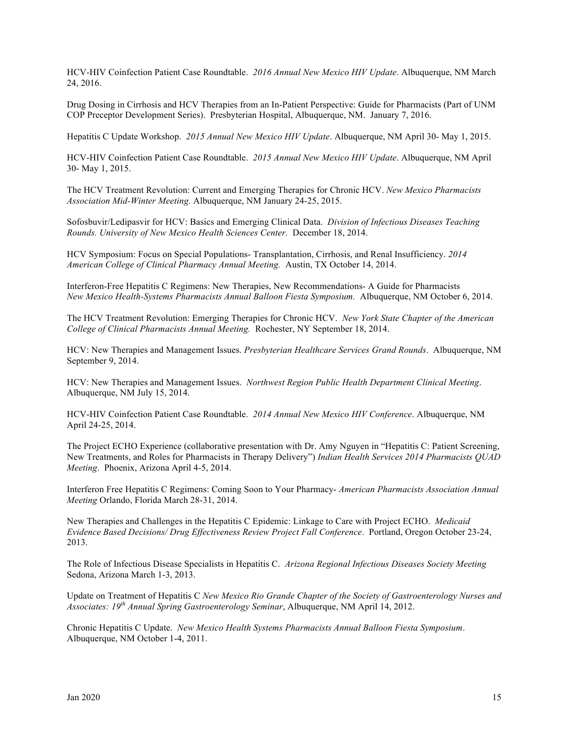HCV-HIV Coinfection Patient Case Roundtable. *2016 Annual New Mexico HIV Update*. Albuquerque, NM March 24, 2016.

Drug Dosing in Cirrhosis and HCV Therapies from an In-Patient Perspective: Guide for Pharmacists (Part of UNM COP Preceptor Development Series). Presbyterian Hospital, Albuquerque, NM. January 7, 2016.

Hepatitis C Update Workshop. *2015 Annual New Mexico HIV Update*. Albuquerque, NM April 30- May 1, 2015.

HCV-HIV Coinfection Patient Case Roundtable. *2015 Annual New Mexico HIV Update*. Albuquerque, NM April 30- May 1, 2015.

The HCV Treatment Revolution: Current and Emerging Therapies for Chronic HCV. *New Mexico Pharmacists Association Mid-Winter Meeting.* Albuquerque, NM January 24-25, 2015.

Sofosbuvir/Ledipasvir for HCV: Basics and Emerging Clinical Data. *Division of Infectious Diseases Teaching Rounds. University of New Mexico Health Sciences Center.* December 18, 2014.

HCV Symposium: Focus on Special Populations- Transplantation, Cirrhosis, and Renal Insufficiency. *2014 American College of Clinical Pharmacy Annual Meeting.* Austin, TX October 14, 2014.

Interferon-Free Hepatitis C Regimens: New Therapies, New Recommendations- A Guide for Pharmacists *New Mexico Health-Systems Pharmacists Annual Balloon Fiesta Symposium.* Albuquerque, NM October 6, 2014.

The HCV Treatment Revolution: Emerging Therapies for Chronic HCV. *New York State Chapter of the American College of Clinical Pharmacists Annual Meeting.* Rochester, NY September 18, 2014.

HCV: New Therapies and Management Issues. *Presbyterian Healthcare Services Grand Rounds*. Albuquerque, NM September 9, 2014.

HCV: New Therapies and Management Issues. *Northwest Region Public Health Department Clinical Meeting*. Albuquerque, NM July 15, 2014.

HCV-HIV Coinfection Patient Case Roundtable. *2014 Annual New Mexico HIV Conference*. Albuquerque, NM April 24-25, 2014.

The Project ECHO Experience (collaborative presentation with Dr. Amy Nguyen in "Hepatitis C: Patient Screening, New Treatments, and Roles for Pharmacists in Therapy Delivery") *Indian Health Services 2014 Pharmacists QUAD Meeting*. Phoenix, Arizona April 4-5, 2014.

Interferon Free Hepatitis C Regimens: Coming Soon to Your Pharmacy- *American Pharmacists Association Annual Meeting* Orlando, Florida March 28-31, 2014.

New Therapies and Challenges in the Hepatitis C Epidemic: Linkage to Care with Project ECHO. *Medicaid Evidence Based Decisions/ Drug Effectiveness Review Project Fall Conference*. Portland, Oregon October 23-24, 2013.

The Role of Infectious Disease Specialists in Hepatitis C. *Arizona Regional Infectious Diseases Society Meeting* Sedona, Arizona March 1-3, 2013.

Update on Treatment of Hepatitis C *New Mexico Rio Grande Chapter of the Society of Gastroenterology Nurses and Associates: 19th Annual Spring Gastroenterology Seminar*, Albuquerque, NM April 14, 2012.

Chronic Hepatitis C Update. *New Mexico Health Systems Pharmacists Annual Balloon Fiesta Symposium*. Albuquerque, NM October 1-4, 2011.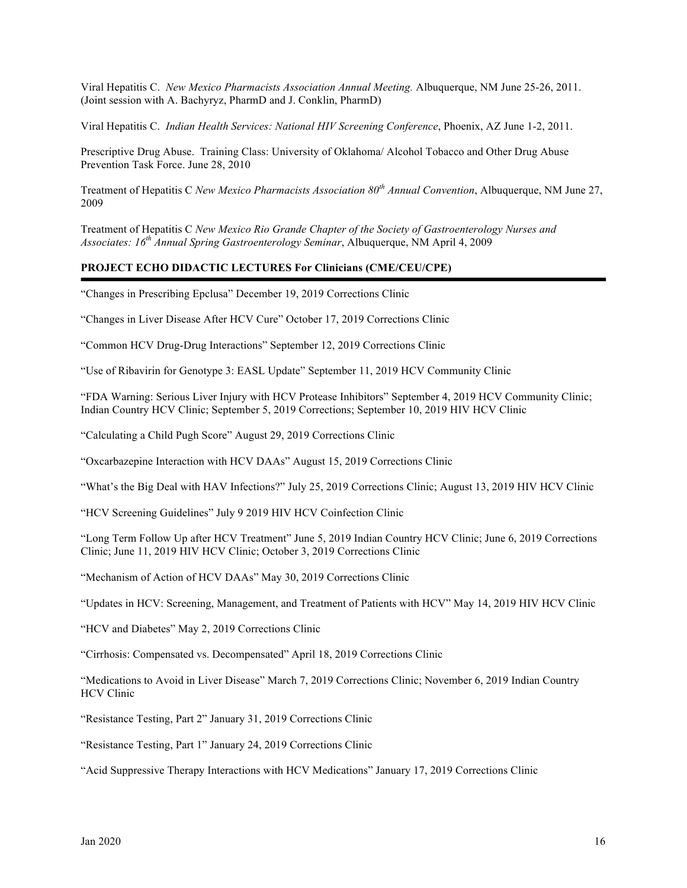Viral Hepatitis C. *New Mexico Pharmacists Association Annual Meeting.* Albuquerque, NM June 25-26, 2011. (Joint session with A. Bachyryz, PharmD and J. Conklin, PharmD)

Viral Hepatitis C. *Indian Health Services: National HIV Screening Conference*, Phoenix, AZ June 1-2, 2011.

Prescriptive Drug Abuse. Training Class: University of Oklahoma/ Alcohol Tobacco and Other Drug Abuse Prevention Task Force. June 28, 2010

Treatment of Hepatitis C *New Mexico Pharmacists Association 80th Annual Convention*, Albuquerque, NM June 27, 2009

Treatment of Hepatitis C *New Mexico Rio Grande Chapter of the Society of Gastroenterology Nurses and Associates: 16th Annual Spring Gastroenterology Seminar*, Albuquerque, NM April 4, 2009

**PROJECT ECHO DIDACTIC LECTURES For Clinicians (CME/CEU/CPE)**

"Changes in Prescribing Epclusa" December 19, 2019 Corrections Clinic

"Changes in Liver Disease After HCV Cure" October 17, 2019 Corrections Clinic

"Common HCV Drug-Drug Interactions" September 12, 2019 Corrections Clinic

"Use of Ribavirin for Genotype 3: EASL Update" September 11, 2019 HCV Community Clinic

"FDA Warning: Serious Liver Injury with HCV Protease Inhibitors" September 4, 2019 HCV Community Clinic; Indian Country HCV Clinic; September 5, 2019 Corrections; September 10, 2019 HIV HCV Clinic

"Calculating a Child Pugh Score" August 29, 2019 Corrections Clinic

"Oxcarbazepine Interaction with HCV DAAs" August 15, 2019 Corrections Clinic

"What's the Big Deal with HAV Infections?" July 25, 2019 Corrections Clinic; August 13, 2019 HIV HCV Clinic

"HCV Screening Guidelines" July 9 2019 HIV HCV Coinfection Clinic

"Long Term Follow Up after HCV Treatment" June 5, 2019 Indian Country HCV Clinic; June 6, 2019 Corrections Clinic; June 11, 2019 HIV HCV Clinic; October 3, 2019 Corrections Clinic

"Mechanism of Action of HCV DAAs" May 30, 2019 Corrections Clinic

"Updates in HCV: Screening, Management, and Treatment of Patients with HCV" May 14, 2019 HIV HCV Clinic

"HCV and Diabetes" May 2, 2019 Corrections Clinic

"Cirrhosis: Compensated vs. Decompensated" April 18, 2019 Corrections Clinic

"Medications to Avoid in Liver Disease" March 7, 2019 Corrections Clinic; November 6, 2019 Indian Country HCV Clinic

"Resistance Testing, Part 2" January 31, 2019 Corrections Clinic

"Resistance Testing, Part 1" January 24, 2019 Corrections Clinic

"Acid Suppressive Therapy Interactions with HCV Medications" January 17, 2019 Corrections Clinic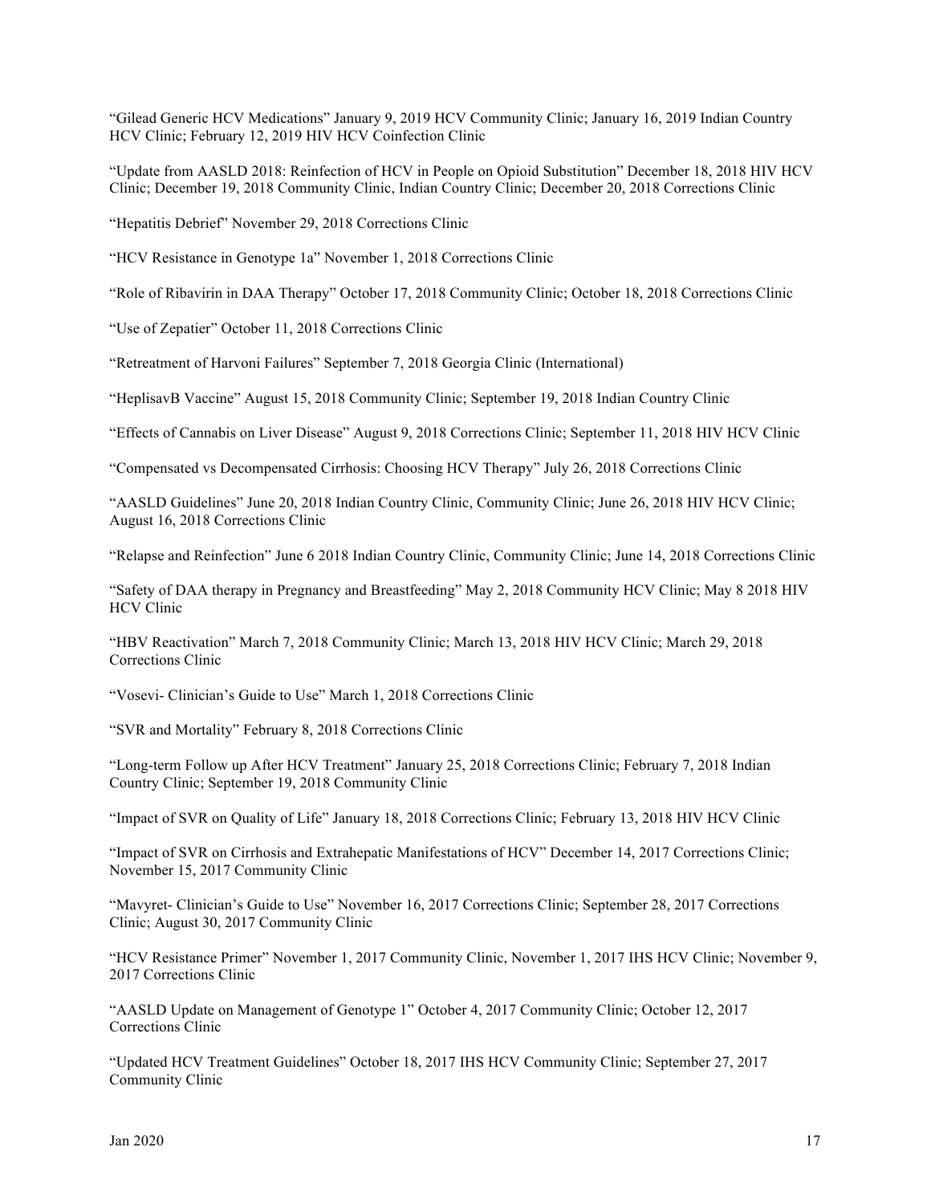"Gilead Generic HCV Medications" January 9, 2019 HCV Community Clinic; January 16, 2019 Indian Country HCV Clinic; February 12, 2019 HIV HCV Coinfection Clinic

"Update from AASLD 2018: Reinfection of HCV in People on Opioid Substitution" December 18, 2018 HIV HCV Clinic; December 19, 2018 Community Clinic, Indian Country Clinic; December 20, 2018 Corrections Clinic

"Hepatitis Debrief" November 29, 2018 Corrections Clinic

"HCV Resistance in Genotype 1a" November 1, 2018 Corrections Clinic

"Role of Ribavirin in DAA Therapy" October 17, 2018 Community Clinic; October 18, 2018 Corrections Clinic

"Use of Zepatier" October 11, 2018 Corrections Clinic

"Retreatment of Harvoni Failures" September 7, 2018 Georgia Clinic (International)

"HeplisavB Vaccine" August 15, 2018 Community Clinic; September 19, 2018 Indian Country Clinic

"Effects of Cannabis on Liver Disease" August 9, 2018 Corrections Clinic; September 11, 2018 HIV HCV Clinic

"Compensated vs Decompensated Cirrhosis: Choosing HCV Therapy" July 26, 2018 Corrections Clinic

"AASLD Guidelines" June 20, 2018 Indian Country Clinic, Community Clinic; June 26, 2018 HIV HCV Clinic; August 16, 2018 Corrections Clinic

"Relapse and Reinfection" June 6 2018 Indian Country Clinic, Community Clinic; June 14, 2018 Corrections Clinic

"Safety of DAA therapy in Pregnancy and Breastfeeding" May 2, 2018 Community HCV Clinic; May 8 2018 HIV HCV Clinic

"HBV Reactivation" March 7, 2018 Community Clinic; March 13, 2018 HIV HCV Clinic; March 29, 2018 Corrections Clinic

"Vosevi- Clinician's Guide to Use" March 1, 2018 Corrections Clinic

"SVR and Mortality" February 8, 2018 Corrections Clinic

"Long-term Follow up After HCV Treatment" January 25, 2018 Corrections Clinic; February 7, 2018 Indian Country Clinic; September 19, 2018 Community Clinic

"Impact of SVR on Quality of Life" January 18, 2018 Corrections Clinic; February 13, 2018 HIV HCV Clinic

"Impact of SVR on Cirrhosis and Extrahepatic Manifestations of HCV" December 14, 2017 Corrections Clinic; November 15, 2017 Community Clinic

"Mavyret- Clinician's Guide to Use" November 16, 2017 Corrections Clinic; September 28, 2017 Corrections Clinic; August 30, 2017 Community Clinic

"HCV Resistance Primer" November 1, 2017 Community Clinic, November 1, 2017 IHS HCV Clinic; November 9, 2017 Corrections Clinic

"AASLD Update on Management of Genotype 1" October 4, 2017 Community Clinic; October 12, 2017 Corrections Clinic

"Updated HCV Treatment Guidelines" October 18, 2017 IHS HCV Community Clinic; September 27, 2017 Community Clinic

Jan 2020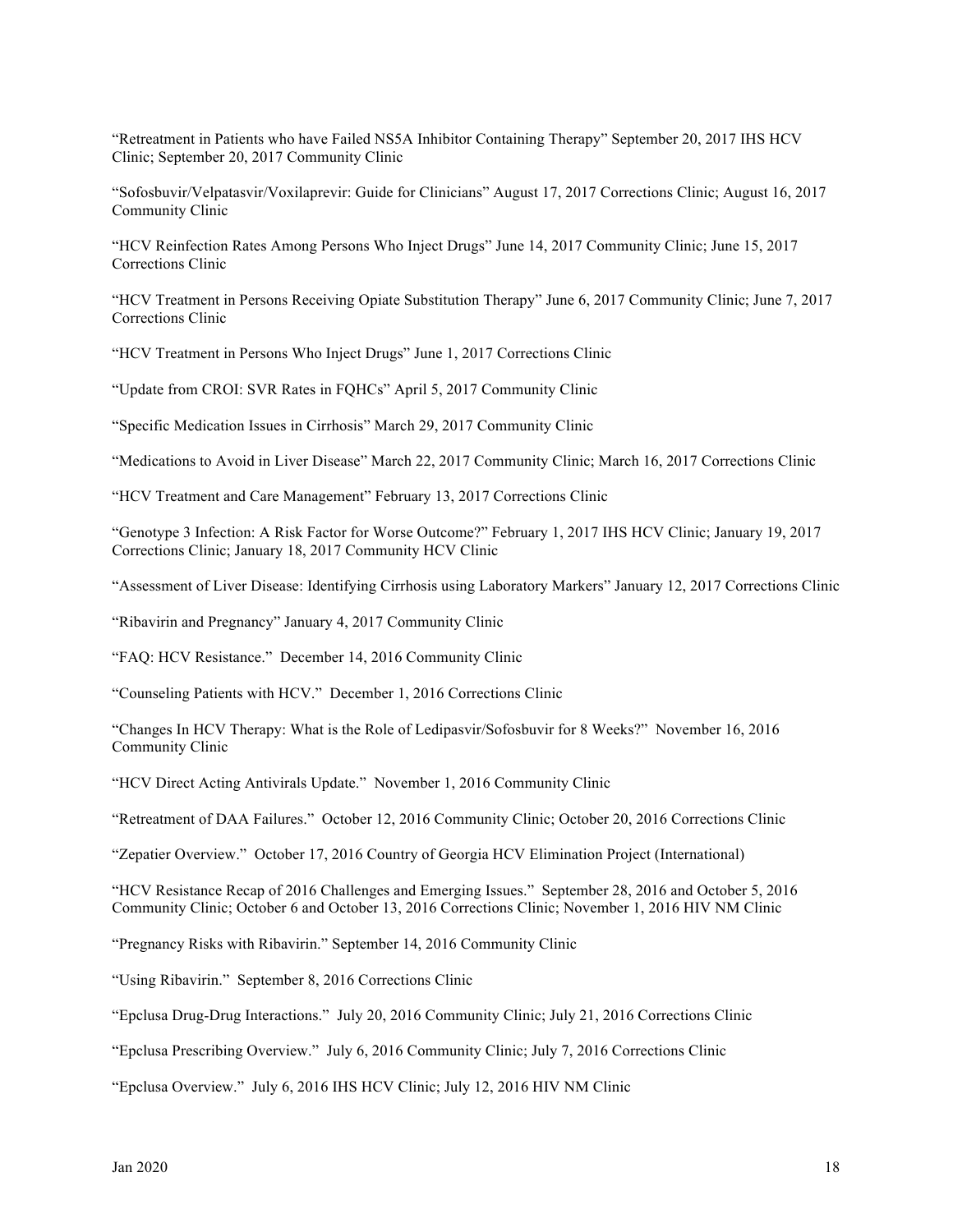“Retreatment in Patients who have Failed NS5A Inhibitor Containing Therapy” September 20, 2017 IHS HCV Clinic; September 20, 2017 Community Clinic

“Sofosbuvir/Velpatasvir/Voxilaprevir: Guide for Clinicians” August 17, 2017 Corrections Clinic; August 16, 2017 Community Clinic

“HCV Reinfection Rates Among Persons Who Inject Drugs” June 14, 2017 Community Clinic; June 15, 2017 Corrections Clinic

“HCV Treatment in Persons Receiving Opiate Substitution Therapy” June 6, 2017 Community Clinic; June 7, 2017 Corrections Clinic

“HCV Treatment in Persons Who Inject Drugs” June 1, 2017 Corrections Clinic

“Update from CROI: SVR Rates in FQHCs” April 5, 2017 Community Clinic

“Specific Medication Issues in Cirrhosis” March 29, 2017 Community Clinic

“Medications to Avoid in Liver Disease” March 22, 2017 Community Clinic; March 16, 2017 Corrections Clinic

“HCV Treatment and Care Management” February 13, 2017 Corrections Clinic

“Genotype 3 Infection: A Risk Factor for Worse Outcome?” February 1, 2017 IHS HCV Clinic; January 19, 2017 Corrections Clinic; January 18, 2017 Community HCV Clinic

“Assessment of Liver Disease: Identifying Cirrhosis using Laboratory Markers” January 12, 2017 Corrections Clinic

“Ribavirin and Pregnancy” January 4, 2017 Community Clinic

“FAQ: HCV Resistance.” December 14, 2016 Community Clinic

“Counseling Patients with HCV.” December 1, 2016 Corrections Clinic

“Changes In HCV Therapy: What is the Role of Ledipasvir/Sofosbuvir for 8 Weeks?” November 16, 2016 Community Clinic

“HCV Direct Acting Antivirals Update.” November 1, 2016 Community Clinic

“Retreatment of DAA Failures.” October 12, 2016 Community Clinic; October 20, 2016 Corrections Clinic

“Zepatier Overview.” October 17, 2016 Country of Georgia HCV Elimination Project (International)

“HCV Resistance Recap of 2016 Challenges and Emerging Issues.” September 28, 2016 and October 5, 2016 Community Clinic; October 6 and October 13, 2016 Corrections Clinic; November 1, 2016 HIV NM Clinic

“Pregnancy Risks with Ribavirin.” September 14, 2016 Community Clinic

“Using Ribavirin.” September 8, 2016 Corrections Clinic

“Epclusa Drug-Drug Interactions.” July 20, 2016 Community Clinic; July 21, 2016 Corrections Clinic

“Epclusa Prescribing Overview.” July 6, 2016 Community Clinic; July 7, 2016 Corrections Clinic

“Epclusa Overview.” July 6, 2016 IHS HCV Clinic; July 12, 2016 HIV NM Clinic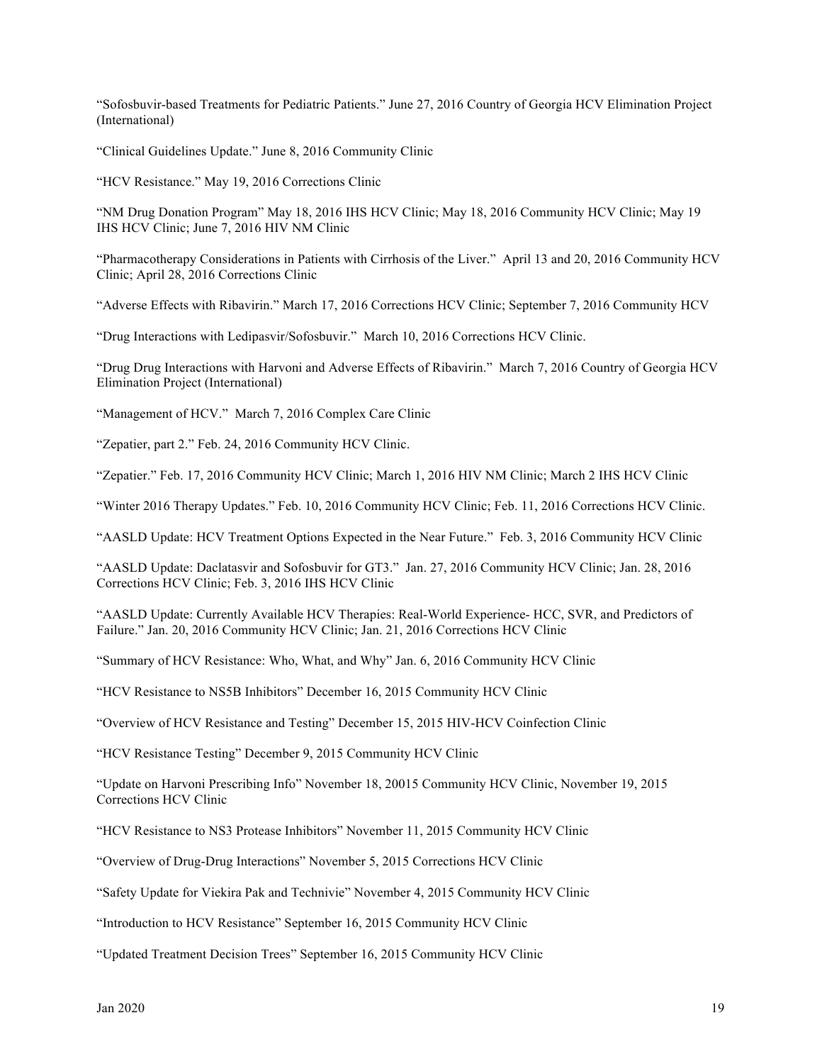"Sofosbuvir-based Treatments for Pediatric Patients." June 27, 2016 Country of Georgia HCV Elimination Project (International)

"Clinical Guidelines Update." June 8, 2016 Community Clinic

"HCV Resistance." May 19, 2016 Corrections Clinic

"NM Drug Donation Program" May 18, 2016 IHS HCV Clinic; May 18, 2016 Community HCV Clinic; May 19 IHS HCV Clinic; June 7, 2016 HIV NM Clinic

"Pharmacotherapy Considerations in Patients with Cirrhosis of the Liver." April 13 and 20, 2016 Community HCV Clinic; April 28, 2016 Corrections Clinic

"Adverse Effects with Ribavirin." March 17, 2016 Corrections HCV Clinic; September 7, 2016 Community HCV

"Drug Interactions with Ledipasvir/Sofosbuvir." March 10, 2016 Corrections HCV Clinic.

"Drug Drug Interactions with Harvoni and Adverse Effects of Ribavirin." March 7, 2016 Country of Georgia HCV Elimination Project (International)

"Management of HCV." March 7, 2016 Complex Care Clinic

"Zepatier, part 2." Feb. 24, 2016 Community HCV Clinic.

"Zepatier." Feb. 17, 2016 Community HCV Clinic; March 1, 2016 HIV NM Clinic; March 2 IHS HCV Clinic

"Winter 2016 Therapy Updates." Feb. 10, 2016 Community HCV Clinic; Feb. 11, 2016 Corrections HCV Clinic.

"AASLD Update: HCV Treatment Options Expected in the Near Future." Feb. 3, 2016 Community HCV Clinic

"AASLD Update: Daclatasvir and Sofosbuvir for GT3." Jan. 27, 2016 Community HCV Clinic; Jan. 28, 2016 Corrections HCV Clinic; Feb. 3, 2016 IHS HCV Clinic

"AASLD Update: Currently Available HCV Therapies: Real-World Experience- HCC, SVR, and Predictors of Failure." Jan. 20, 2016 Community HCV Clinic; Jan. 21, 2016 Corrections HCV Clinic

"Summary of HCV Resistance: Who, What, and Why" Jan. 6, 2016 Community HCV Clinic

"HCV Resistance to NS5B Inhibitors" December 16, 2015 Community HCV Clinic

"Overview of HCV Resistance and Testing" December 15, 2015 HIV-HCV Coinfection Clinic

"HCV Resistance Testing" December 9, 2015 Community HCV Clinic

"Update on Harvoni Prescribing Info" November 18, 20015 Community HCV Clinic, November 19, 2015 Corrections HCV Clinic

"HCV Resistance to NS3 Protease Inhibitors" November 11, 2015 Community HCV Clinic

"Overview of Drug-Drug Interactions" November 5, 2015 Corrections HCV Clinic

"Safety Update for Viekira Pak and Technivie" November 4, 2015 Community HCV Clinic

"Introduction to HCV Resistance" September 16, 2015 Community HCV Clinic

"Updated Treatment Decision Trees" September 16, 2015 Community HCV Clinic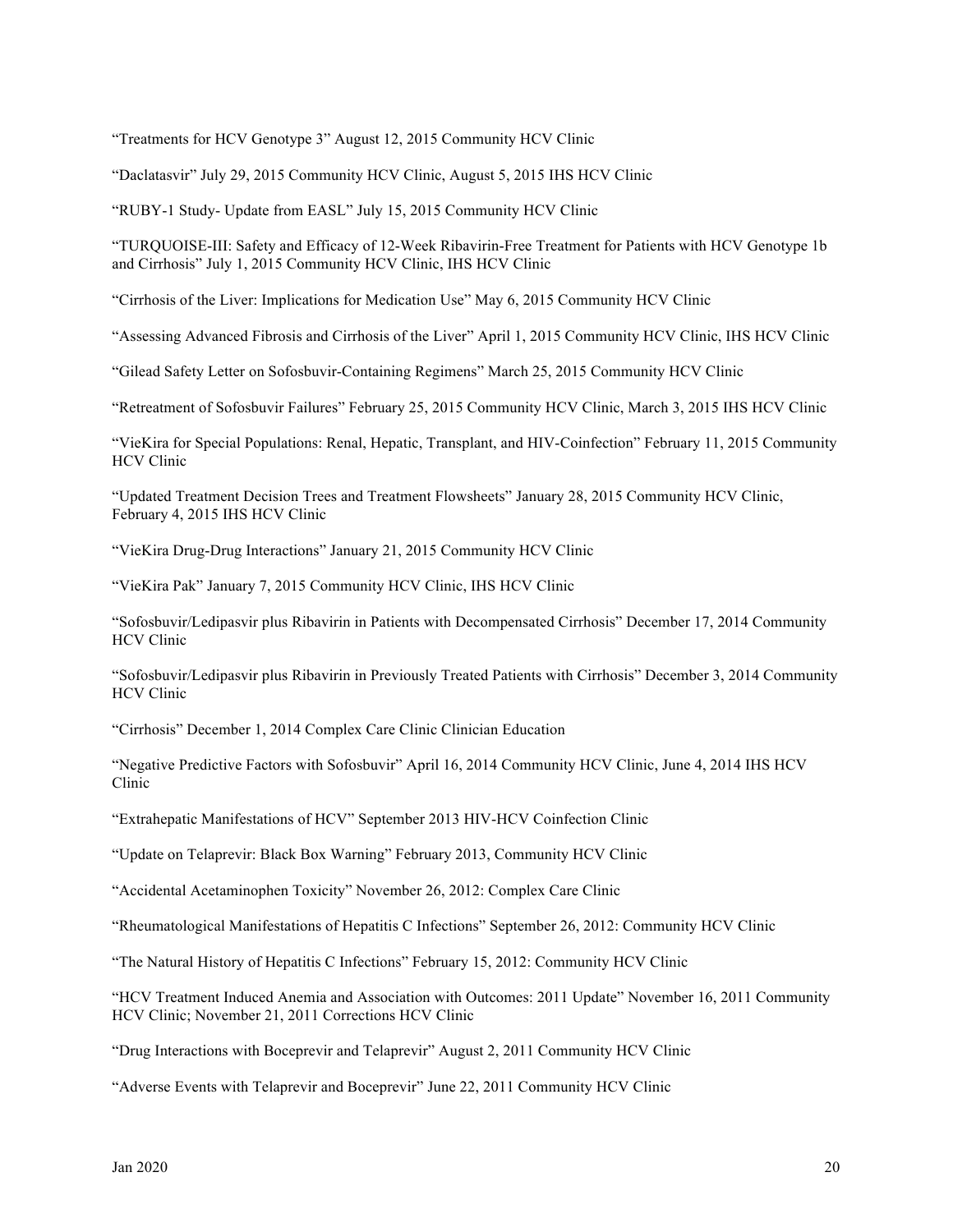"Treatments for HCV Genotype 3" August 12, 2015 Community HCV Clinic

"Daclatasvir" July 29, 2015 Community HCV Clinic, August 5, 2015 IHS HCV Clinic

"RUBY-1 Study- Update from EASL" July 15, 2015 Community HCV Clinic

"TURQUOISE-III: Safety and Efficacy of 12-Week Ribavirin-Free Treatment for Patients with HCV Genotype 1b and Cirrhosis" July 1, 2015 Community HCV Clinic, IHS HCV Clinic

"Cirrhosis of the Liver: Implications for Medication Use" May 6, 2015 Community HCV Clinic

"Assessing Advanced Fibrosis and Cirrhosis of the Liver" April 1, 2015 Community HCV Clinic, IHS HCV Clinic

"Gilead Safety Letter on Sofosbuvir-Containing Regimens" March 25, 2015 Community HCV Clinic

"Retreatment of Sofosbuvir Failures" February 25, 2015 Community HCV Clinic, March 3, 2015 IHS HCV Clinic

"VieKira for Special Populations: Renal, Hepatic, Transplant, and HIV-Coinfection" February 11, 2015 Community HCV Clinic

"Updated Treatment Decision Trees and Treatment Flowsheets" January 28, 2015 Community HCV Clinic, February 4, 2015 IHS HCV Clinic

"VieKira Drug-Drug Interactions" January 21, 2015 Community HCV Clinic

"VieKira Pak" January 7, 2015 Community HCV Clinic, IHS HCV Clinic

"Sofosbuvir/Ledipasvir plus Ribavirin in Patients with Decompensated Cirrhosis" December 17, 2014 Community HCV Clinic

"Sofosbuvir/Ledipasvir plus Ribavirin in Previously Treated Patients with Cirrhosis" December 3, 2014 Community HCV Clinic

"Cirrhosis" December 1, 2014 Complex Care Clinic Clinician Education

"Negative Predictive Factors with Sofosbuvir" April 16, 2014 Community HCV Clinic, June 4, 2014 IHS HCV Clinic

"Extrahepatic Manifestations of HCV" September 2013 HIV-HCV Coinfection Clinic

"Update on Telaprevir: Black Box Warning" February 2013, Community HCV Clinic

"Accidental Acetaminophen Toxicity" November 26, 2012: Complex Care Clinic

"Rheumatological Manifestations of Hepatitis C Infections" September 26, 2012: Community HCV Clinic

"The Natural History of Hepatitis C Infections" February 15, 2012: Community HCV Clinic

"HCV Treatment Induced Anemia and Association with Outcomes: 2011 Update" November 16, 2011 Community HCV Clinic; November 21, 2011 Corrections HCV Clinic

"Drug Interactions with Boceprevir and Telaprevir" August 2, 2011 Community HCV Clinic

"Adverse Events with Telaprevir and Boceprevir" June 22, 2011 Community HCV Clinic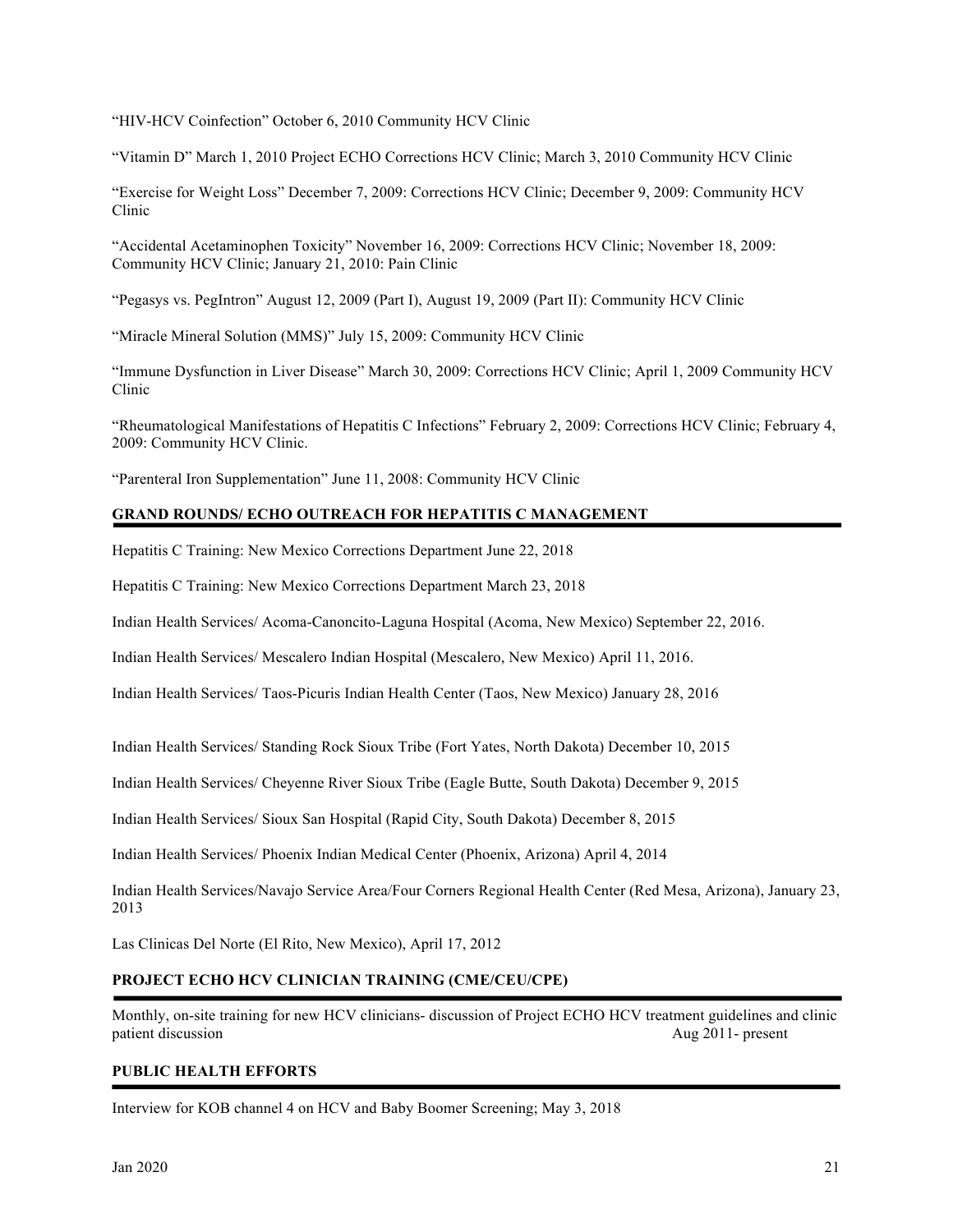"HIV-HCV Coinfection" October 6, 2010 Community HCV Clinic

"Vitamin D" March 1, 2010 Project ECHO Corrections HCV Clinic; March 3, 2010 Community HCV Clinic

"Exercise for Weight Loss" December 7, 2009: Corrections HCV Clinic; December 9, 2009: Community HCV Clinic

"Accidental Acetaminophen Toxicity" November 16, 2009: Corrections HCV Clinic; November 18, 2009: Community HCV Clinic; January 21, 2010: Pain Clinic

"Pegasys vs. PegIntron" August 12, 2009 (Part I), August 19, 2009 (Part II): Community HCV Clinic

"Miracle Mineral Solution (MMS)" July 15, 2009: Community HCV Clinic

"Immune Dysfunction in Liver Disease" March 30, 2009: Corrections HCV Clinic; April 1, 2009 Community HCV Clinic

"Rheumatological Manifestations of Hepatitis C Infections" February 2, 2009: Corrections HCV Clinic; February 4, 2009: Community HCV Clinic.

"Parenteral Iron Supplementation" June 11, 2008: Community HCV Clinic

## GRAND ROUNDS/ ECHO OUTREACH FOR HEPATITIS C MANAGEMENT

Hepatitis C Training: New Mexico Corrections Department June 22, 2018

Hepatitis C Training: New Mexico Corrections Department March 23, 2018

Indian Health Services/ Acoma-Canoncito-Laguna Hospital (Acoma, New Mexico) September 22, 2016.

Indian Health Services/ Mescalero Indian Hospital (Mescalero, New Mexico) April 11, 2016.

Indian Health Services/ Taos-Picuris Indian Health Center (Taos, New Mexico) January 28, 2016

Indian Health Services/ Standing Rock Sioux Tribe (Fort Yates, North Dakota) December 10, 2015

Indian Health Services/ Cheyenne River Sioux Tribe (Eagle Butte, South Dakota) December 9, 2015

Indian Health Services/ Sioux San Hospital (Rapid City, South Dakota) December 8, 2015

Indian Health Services/ Phoenix Indian Medical Center (Phoenix, Arizona) April 4, 2014

Indian Health Services/Navajo Service Area/Four Corners Regional Health Center (Red Mesa, Arizona), January 23, 2013

Las Clinicas Del Norte (El Rito, New Mexico), April 17, 2012

## PROJECT ECHO HCV CLINICIAN TRAINING (CME/CEU/CPE)

Monthly, on-site training for new HCV clinicians- discussion of Project ECHO HCV treatment guidelines and clinic patient discussion Aug 2011- present

## PUBLIC HEALTH EFFORTS

Interview for KOB channel 4 on HCV and Baby Boomer Screening; May 3, 2018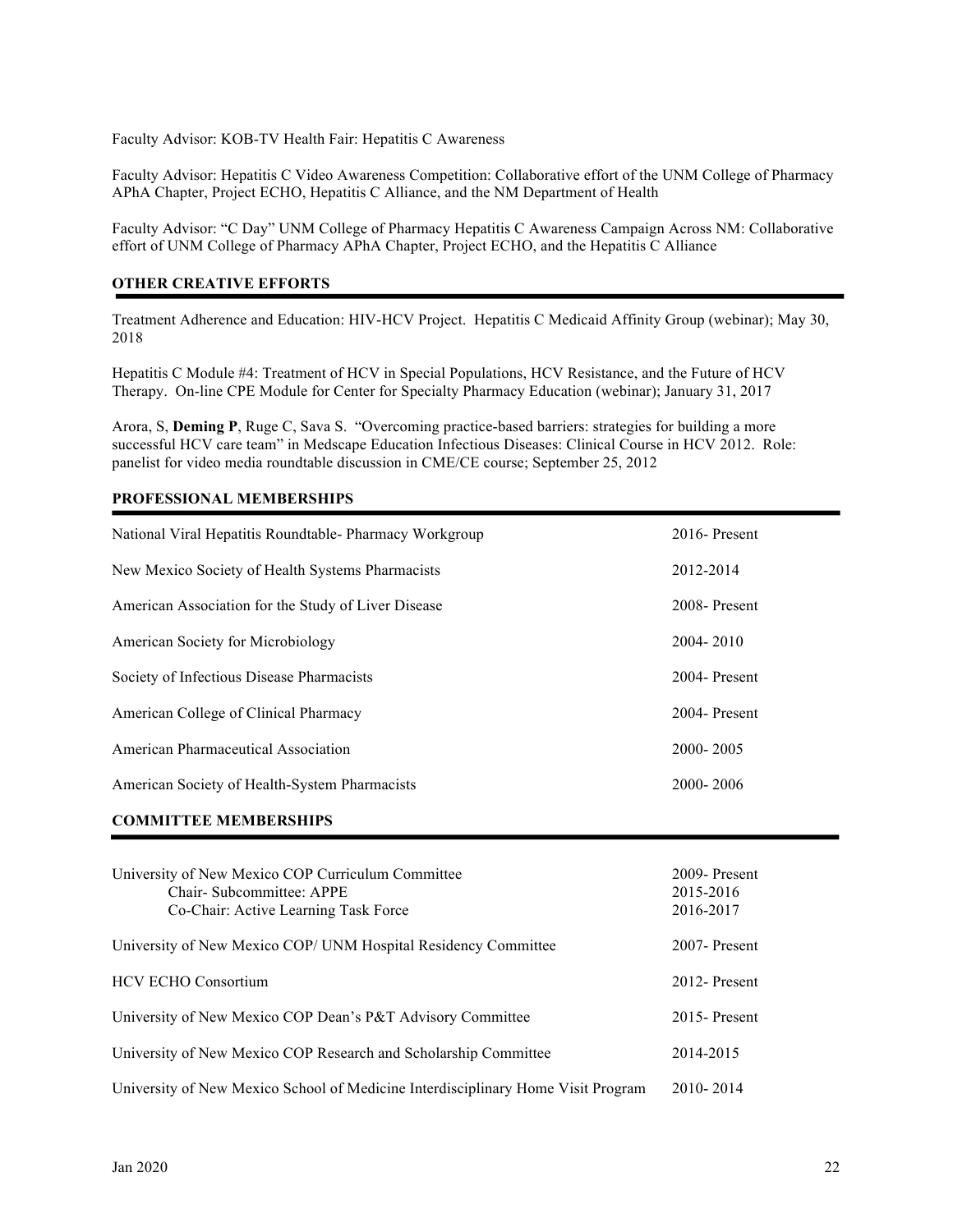Faculty Advisor: KOB-TV Health Fair: Hepatitis C Awareness

Faculty Advisor: Hepatitis C Video Awareness Competition: Collaborative effort of the UNM College of Pharmacy APhA Chapter, Project ECHO, Hepatitis C Alliance, and the NM Department of Health

Faculty Advisor: "C Day" UNM College of Pharmacy Hepatitis C Awareness Campaign Across NM: Collaborative effort of UNM College of Pharmacy APhA Chapter, Project ECHO, and the Hepatitis C Alliance

## OTHER CREATIVE EFFORTS

Treatment Adherence and Education: HIV-HCV Project. Hepatitis C Medicaid Affinity Group (webinar); May 30, 2018

Hepatitis C Module #4: Treatment of HCV in Special Populations, HCV Resistance, and the Future of HCV Therapy. On-line CPE Module for Center for Specialty Pharmacy Education (webinar); January 31, 2017

Arora, S, **Deming P**, Ruge C, Sava S. "Overcoming practice-based barriers: strategies for building a more successful HCV care team" in Medscape Education Infectious Diseases: Clinical Course in HCV 2012. Role: panelist for video media roundtable discussion in CME/CE course; September 25, 2012

## PROFESSIONAL MEMBERSHIPS

| | |
|---|---|
| National Viral Hepatitis Roundtable- Pharmacy Workgroup | 2016- Present |
| New Mexico Society of Health Systems Pharmacists | 2012-2014 |
| American Association for the Study of Liver Disease | 2008- Present |
| American Society for Microbiology | 2004- 2010 |
| Society of Infectious Disease Pharmacists | 2004- Present |
| American College of Clinical Pharmacy | 2004- Present |
| American Pharmaceutical Association | 2000- 2005 |
| American Society of Health-System Pharmacists | 2000- 2006 |

## COMMITTEE MEMBERSHIPS

| | |
|---|---|
| University of New Mexico COP Curriculum Committee | 2009- Present |
| Chair- Subcommittee: APPE | 2015-2016 |
| Co-Chair: Active Learning Task Force | 2016-2017 |
| University of New Mexico COP/ UNM Hospital Residency Committee | 2007- Present |
| HCV ECHO Consortium | 2012- Present |
| University of New Mexico COP Dean's P&T Advisory Committee | 2015- Present |
| University of New Mexico COP Research and Scholarship Committee | 2014-2015 |
| University of New Mexico School of Medicine Interdisciplinary Home Visit Program | 2010- 2014 |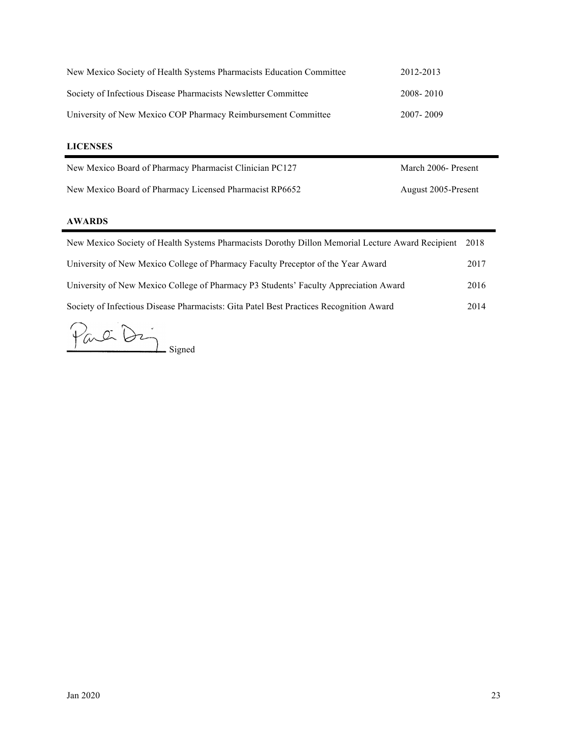| | |
|---|---|
| New Mexico Society of Health Systems Pharmacists Education Committee | 2012-2013 |
| Society of Infectious Disease Pharmacists Newsletter Committee | 2008- 2010 |
| University of New Mexico COP Pharmacy Reimbursement Committee | 2007- 2009 |

**LICENSES**

| | |
|---|---|
| New Mexico Board of Pharmacy Pharmacist Clinician PC127 | March 2006- Present |
| New Mexico Board of Pharmacy Licensed Pharmacist RP6652 | August 2005-Present |

**AWARDS**

| | |
|---|---|
| New Mexico Society of Health Systems Pharmacists Dorothy Dillon Memorial Lecture Award Recipient | 2018 |
| University of New Mexico College of Pharmacy Faculty Preceptor of the Year Award | 2017 |
| University of New Mexico College of Pharmacy P3 Students' Faculty Appreciation Award | 2016 |
| Society of Infectious Disease Pharmacists: Gita Patel Best Practices Recognition Award | 2014 |

Signed

Jan 2020